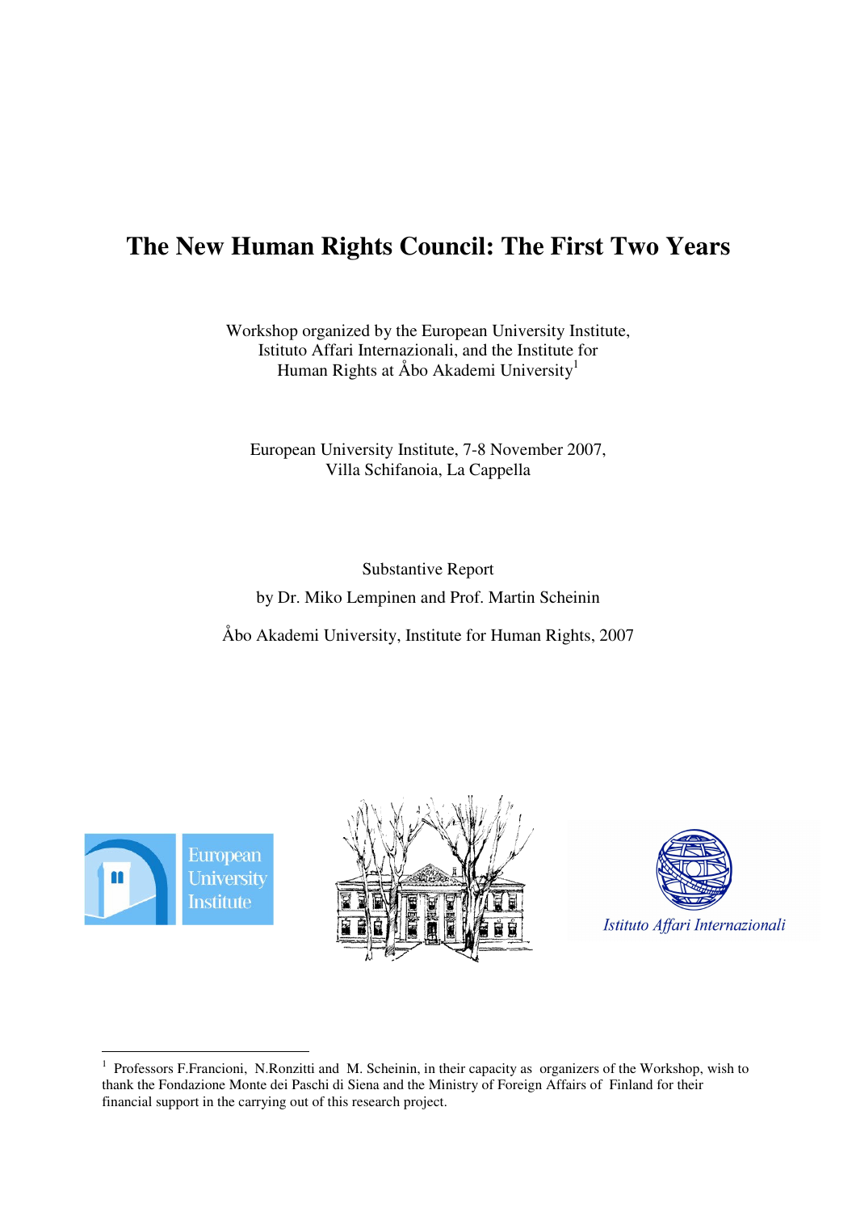# The New Human Rights Council: The First Two Years

Workshop organized by the European University Institute, Istituto Affari Internazionali, and the Institute for Human Rights at Åbo Akademi University[1]

European University Institute, 7-8 November 2007, Villa Schifanoia, La Cappella

Substantive Report

by Dr. Miko Lempinen and Prof. Martin Scheinin

Åbo Akademi University, Institute for Human Rights, 2007

European University Institute

Istituto Affari Internazionali

---

[1] Professors F.Francioni, N.Ronzitti and M. Scheinin, in their capacity as organizers of the Workshop, wish to thank the Fondazione Monte dei Paschi di Siena and the Ministry of Foreign Affairs of Finland for their financial support in the carrying out of this research project.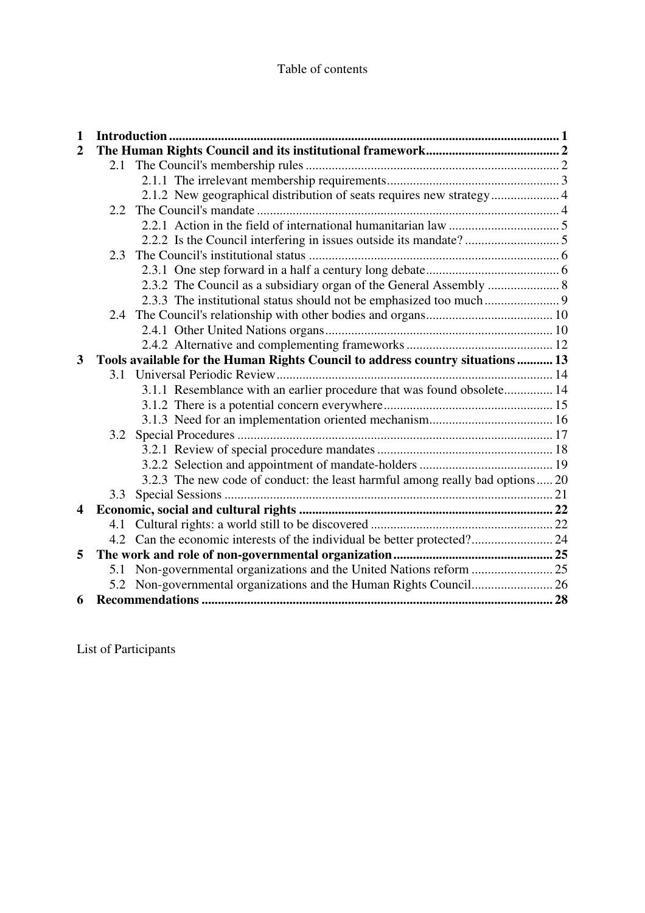Table of contents

| | | |
|---|---|---|
| **1** | **Introduction** | **1** |
| **2** | **The Human Rights Council and its institutional framework** | **2** |
| | 2.1 The Council's membership rules | 2 |
| | 2.1.1 The irrelevant membership requirements | 3 |
| | 2.1.2 New geographical distribution of seats requires new strategy | 4 |
| | 2.2 The Council's mandate | 4 |
| | 2.2.1 Action in the field of international humanitarian law | 5 |
| | 2.2.2 Is the Council interfering in issues outside its mandate? | 5 |
| | 2.3 The Council's institutional status | 6 |
| | 2.3.1 One step forward in a half a century long debate | 6 |
| | 2.3.2 The Council as a subsidiary organ of the General Assembly | 8 |
| | 2.3.3 The institutional status should not be emphasized too much | 9 |
| | 2.4 The Council's relationship with other bodies and organs | 10 |
| | 2.4.1 Other United Nations organs | 10 |
| | 2.4.2 Alternative and complementing frameworks | 12 |
| **3** | **Tools available for the Human Rights Council to address country situations** | **13** |
| | 3.1 Universal Periodic Review | 14 |
| | 3.1.1 Resemblance with an earlier procedure that was found obsolete | 14 |
| | 3.1.2 There is a potential concern everywhere | 15 |
| | 3.1.3 Need for an implementation oriented mechanism | 16 |
| | 3.2 Special Procedures | 17 |
| | 3.2.1 Review of special procedure mandates | 18 |
| | 3.2.2 Selection and appointment of mandate-holders | 19 |
| | 3.2.3 The new code of conduct: the least harmful among really bad options | 20 |
| | 3.3 Special Sessions | 21 |
| **4** | **Economic, social and cultural rights** | **22** |
| | 4.1 Cultural rights: a world still to be discovered | 22 |
| | 4.2 Can the economic interests of the individual be better protected? | 24 |
| **5** | **The work and role of non-governmental organization** | **25** |
| | 5.1 Non-governmental organizations and the United Nations reform | 25 |
| | 5.2 Non-governmental organizations and the Human Rights Council | 26 |
| **6** | **Recommendations** | **28** |

List of Participants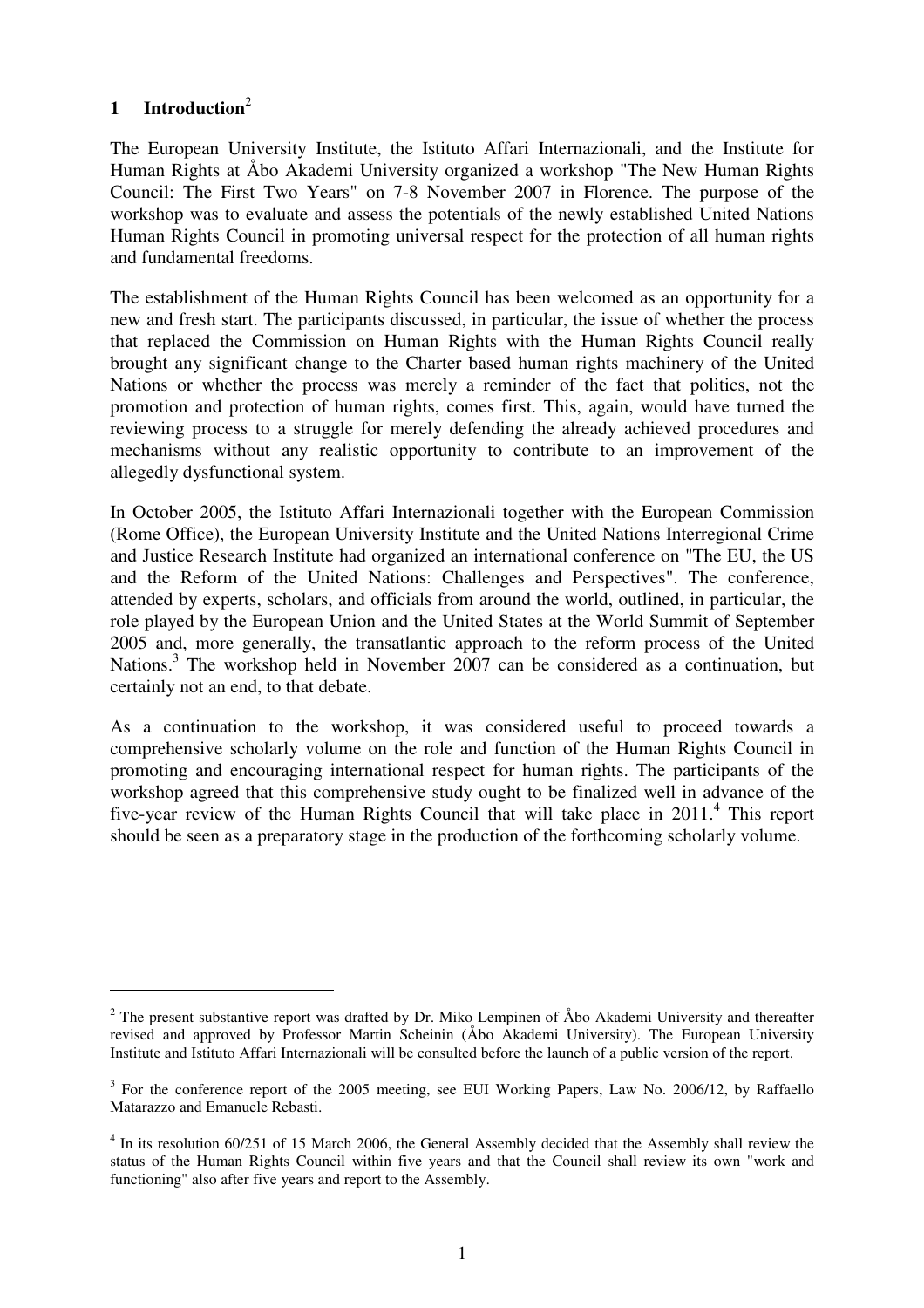## 1 Introduction[2]

The European University Institute, the Istituto Affari Internazionali, and the Institute for Human Rights at Åbo Akademi University organized a workshop "The New Human Rights Council: The First Two Years" on 7-8 November 2007 in Florence. The purpose of the workshop was to evaluate and assess the potentials of the newly established United Nations Human Rights Council in promoting universal respect for the protection of all human rights and fundamental freedoms.

The establishment of the Human Rights Council has been welcomed as an opportunity for a new and fresh start. The participants discussed, in particular, the issue of whether the process that replaced the Commission on Human Rights with the Human Rights Council really brought any significant change to the Charter based human rights machinery of the United Nations or whether the process was merely a reminder of the fact that politics, not the promotion and protection of human rights, comes first. This, again, would have turned the reviewing process to a struggle for merely defending the already achieved procedures and mechanisms without any realistic opportunity to contribute to an improvement of the allegedly dysfunctional system.

In October 2005, the Istituto Affari Internazionali together with the European Commission (Rome Office), the European University Institute and the United Nations Interregional Crime and Justice Research Institute had organized an international conference on "The EU, the US and the Reform of the United Nations: Challenges and Perspectives". The conference, attended by experts, scholars, and officials from around the world, outlined, in particular, the role played by the European Union and the United States at the World Summit of September 2005 and, more generally, the transatlantic approach to the reform process of the United Nations.[3] The workshop held in November 2007 can be considered as a continuation, but certainly not an end, to that debate.

As a continuation to the workshop, it was considered useful to proceed towards a comprehensive scholarly volume on the role and function of the Human Rights Council in promoting and encouraging international respect for human rights. The participants of the workshop agreed that this comprehensive study ought to be finalized well in advance of the five-year review of the Human Rights Council that will take place in 2011.[4] This report should be seen as a preparatory stage in the production of the forthcoming scholarly volume.

---

[2] The present substantive report was drafted by Dr. Miko Lempinen of Åbo Akademi University and thereafter revised and approved by Professor Martin Scheinin (Åbo Akademi University). The European University Institute and Istituto Affari Internazionali will be consulted before the launch of a public version of the report.

[3] For the conference report of the 2005 meeting, see EUI Working Papers, Law No. 2006/12, by Raffaello Matarazzo and Emanuele Rebasti.

[4] In its resolution 60/251 of 15 March 2006, the General Assembly decided that the Assembly shall review the status of the Human Rights Council within five years and that the Council shall review its own "work and functioning" also after five years and report to the Assembly.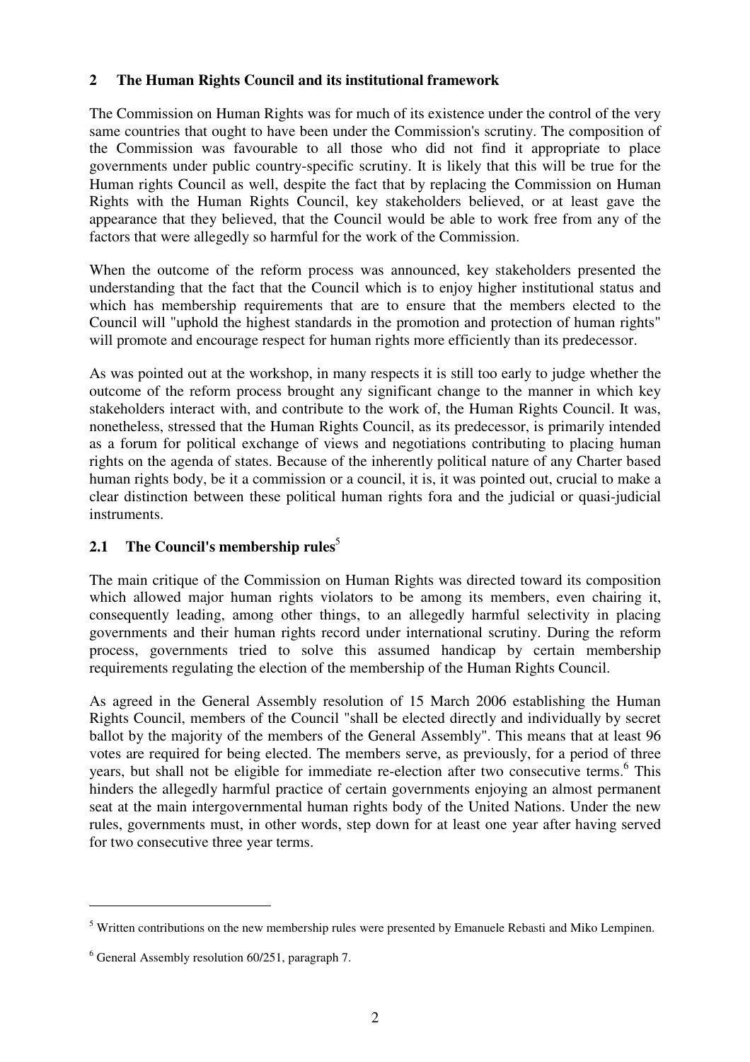## 2 The Human Rights Council and its institutional framework

The Commission on Human Rights was for much of its existence under the control of the very same countries that ought to have been under the Commission's scrutiny. The composition of the Commission was favourable to all those who did not find it appropriate to place governments under public country-specific scrutiny. It is likely that this will be true for the Human rights Council as well, despite the fact that by replacing the Commission on Human Rights with the Human Rights Council, key stakeholders believed, or at least gave the appearance that they believed, that the Council would be able to work free from any of the factors that were allegedly so harmful for the work of the Commission.

When the outcome of the reform process was announced, key stakeholders presented the understanding that the fact that the Council which is to enjoy higher institutional status and which has membership requirements that are to ensure that the members elected to the Council will "uphold the highest standards in the promotion and protection of human rights" will promote and encourage respect for human rights more efficiently than its predecessor.

As was pointed out at the workshop, in many respects it is still too early to judge whether the outcome of the reform process brought any significant change to the manner in which key stakeholders interact with, and contribute to the work of, the Human Rights Council. It was, nonetheless, stressed that the Human Rights Council, as its predecessor, is primarily intended as a forum for political exchange of views and negotiations contributing to placing human rights on the agenda of states. Because of the inherently political nature of any Charter based human rights body, be it a commission or a council, it is, it was pointed out, crucial to make a clear distinction between these political human rights fora and the judicial or quasi-judicial instruments.

### 2.1 The Council's membership rules[5]

The main critique of the Commission on Human Rights was directed toward its composition which allowed major human rights violators to be among its members, even chairing it, consequently leading, among other things, to an allegedly harmful selectivity in placing governments and their human rights record under international scrutiny. During the reform process, governments tried to solve this assumed handicap by certain membership requirements regulating the election of the membership of the Human Rights Council.

As agreed in the General Assembly resolution of 15 March 2006 establishing the Human Rights Council, members of the Council "shall be elected directly and individually by secret ballot by the majority of the members of the General Assembly". This means that at least 96 votes are required for being elected. The members serve, as previously, for a period of three years, but shall not be eligible for immediate re-election after two consecutive terms.[6] This hinders the allegedly harmful practice of certain governments enjoying an almost permanent seat at the main intergovernmental human rights body of the United Nations. Under the new rules, governments must, in other words, step down for at least one year after having served for two consecutive three year terms.

---

[5] Written contributions on the new membership rules were presented by Emanuele Rebasti and Miko Lempinen.

[6] General Assembly resolution 60/251, paragraph 7.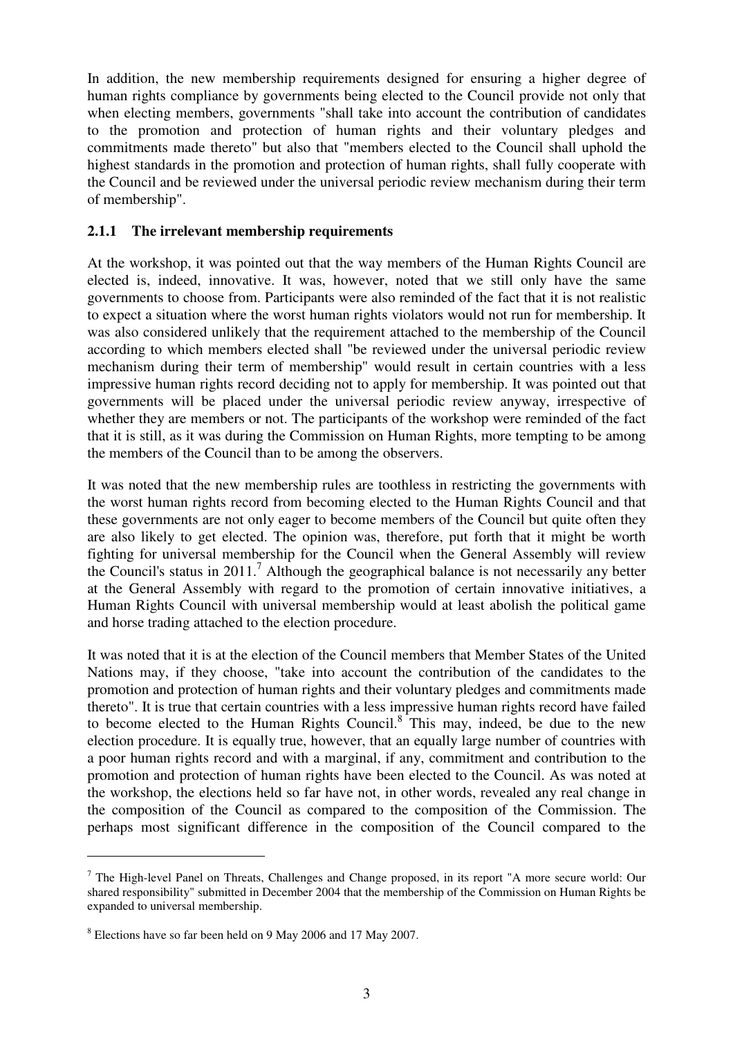In addition, the new membership requirements designed for ensuring a higher degree of human rights compliance by governments being elected to the Council provide not only that when electing members, governments "shall take into account the contribution of candidates to the promotion and protection of human rights and their voluntary pledges and commitments made thereto" but also that "members elected to the Council shall uphold the highest standards in the promotion and protection of human rights, shall fully cooperate with the Council and be reviewed under the universal periodic review mechanism during their term of membership".

### 2.1.1 The irrelevant membership requirements

At the workshop, it was pointed out that the way members of the Human Rights Council are elected is, indeed, innovative. It was, however, noted that we still only have the same governments to choose from. Participants were also reminded of the fact that it is not realistic to expect a situation where the worst human rights violators would not run for membership. It was also considered unlikely that the requirement attached to the membership of the Council according to which members elected shall "be reviewed under the universal periodic review mechanism during their term of membership" would result in certain countries with a less impressive human rights record deciding not to apply for membership. It was pointed out that governments will be placed under the universal periodic review anyway, irrespective of whether they are members or not. The participants of the workshop were reminded of the fact that it is still, as it was during the Commission on Human Rights, more tempting to be among the members of the Council than to be among the observers.

It was noted that the new membership rules are toothless in restricting the governments with the worst human rights record from becoming elected to the Human Rights Council and that these governments are not only eager to become members of the Council but quite often they are also likely to get elected. The opinion was, therefore, put forth that it might be worth fighting for universal membership for the Council when the General Assembly will review the Council's status in 2011.[7] Although the geographical balance is not necessarily any better at the General Assembly with regard to the promotion of certain innovative initiatives, a Human Rights Council with universal membership would at least abolish the political game and horse trading attached to the election procedure.

It was noted that it is at the election of the Council members that Member States of the United Nations may, if they choose, "take into account the contribution of the candidates to the promotion and protection of human rights and their voluntary pledges and commitments made thereto". It is true that certain countries with a less impressive human rights record have failed to become elected to the Human Rights Council.[8] This may, indeed, be due to the new election procedure. It is equally true, however, that an equally large number of countries with a poor human rights record and with a marginal, if any, commitment and contribution to the promotion and protection of human rights have been elected to the Council. As was noted at the workshop, the elections held so far have not, in other words, revealed any real change in the composition of the Council as compared to the composition of the Commission. The perhaps most significant difference in the composition of the Council compared to the

---

[7] The High-level Panel on Threats, Challenges and Change proposed, in its report "A more secure world: Our shared responsibility" submitted in December 2004 that the membership of the Commission on Human Rights be expanded to universal membership.

[8] Elections have so far been held on 9 May 2006 and 17 May 2007.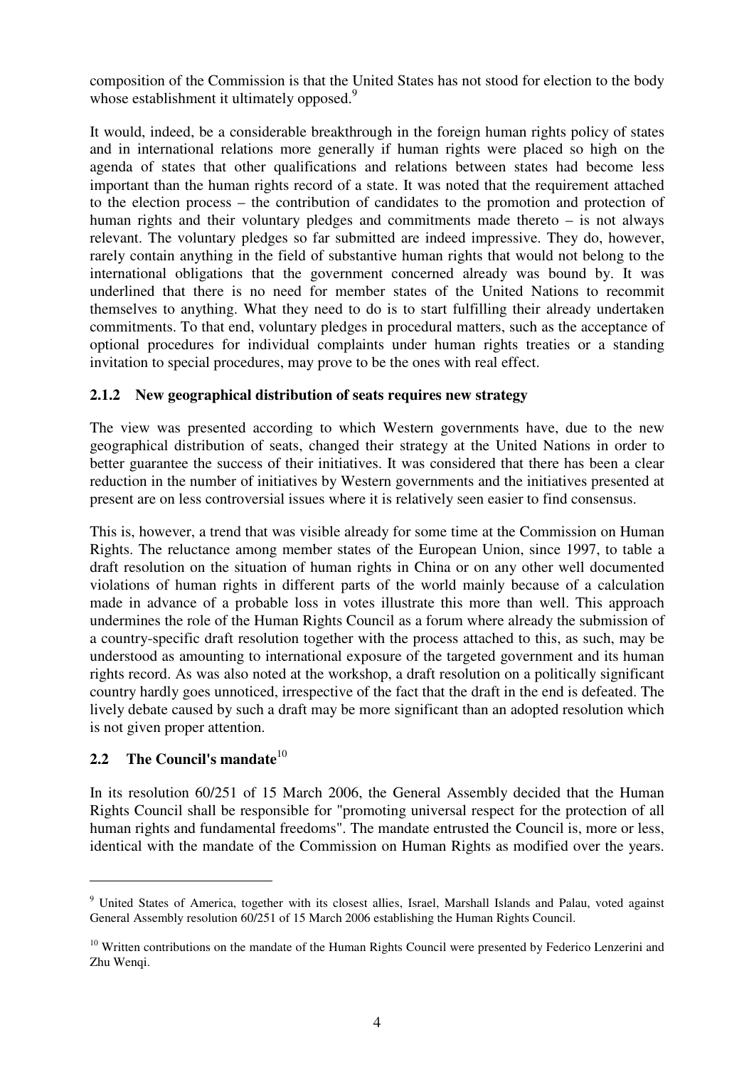composition of the Commission is that the United States has not stood for election to the body whose establishment it ultimately opposed.[9]

It would, indeed, be a considerable breakthrough in the foreign human rights policy of states and in international relations more generally if human rights were placed so high on the agenda of states that other qualifications and relations between states had become less important than the human rights record of a state. It was noted that the requirement attached to the election process – the contribution of candidates to the promotion and protection of human rights and their voluntary pledges and commitments made thereto – is not always relevant. The voluntary pledges so far submitted are indeed impressive. They do, however, rarely contain anything in the field of substantive human rights that would not belong to the international obligations that the government concerned already was bound by. It was underlined that there is no need for member states of the United Nations to recommit themselves to anything. What they need to do is to start fulfilling their already undertaken commitments. To that end, voluntary pledges in procedural matters, such as the acceptance of optional procedures for individual complaints under human rights treaties or a standing invitation to special procedures, may prove to be the ones with real effect.

### 2.1.2 New geographical distribution of seats requires new strategy

The view was presented according to which Western governments have, due to the new geographical distribution of seats, changed their strategy at the United Nations in order to better guarantee the success of their initiatives. It was considered that there has been a clear reduction in the number of initiatives by Western governments and the initiatives presented at present are on less controversial issues where it is relatively seen easier to find consensus.

This is, however, a trend that was visible already for some time at the Commission on Human Rights. The reluctance among member states of the European Union, since 1997, to table a draft resolution on the situation of human rights in China or on any other well documented violations of human rights in different parts of the world mainly because of a calculation made in advance of a probable loss in votes illustrate this more than well. This approach undermines the role of the Human Rights Council as a forum where already the submission of a country-specific draft resolution together with the process attached to this, as such, may be understood as amounting to international exposure of the targeted government and its human rights record. As was also noted at the workshop, a draft resolution on a politically significant country hardly goes unnoticed, irrespective of the fact that the draft in the end is defeated. The lively debate caused by such a draft may be more significant than an adopted resolution which is not given proper attention.

## 2.2 The Council's mandate[10]

In its resolution 60/251 of 15 March 2006, the General Assembly decided that the Human Rights Council shall be responsible for "promoting universal respect for the protection of all human rights and fundamental freedoms". The mandate entrusted the Council is, more or less, identical with the mandate of the Commission on Human Rights as modified over the years.

---

[9] United States of America, together with its closest allies, Israel, Marshall Islands and Palau, voted against General Assembly resolution 60/251 of 15 March 2006 establishing the Human Rights Council.

[10] Written contributions on the mandate of the Human Rights Council were presented by Federico Lenzerini and Zhu Wenqi.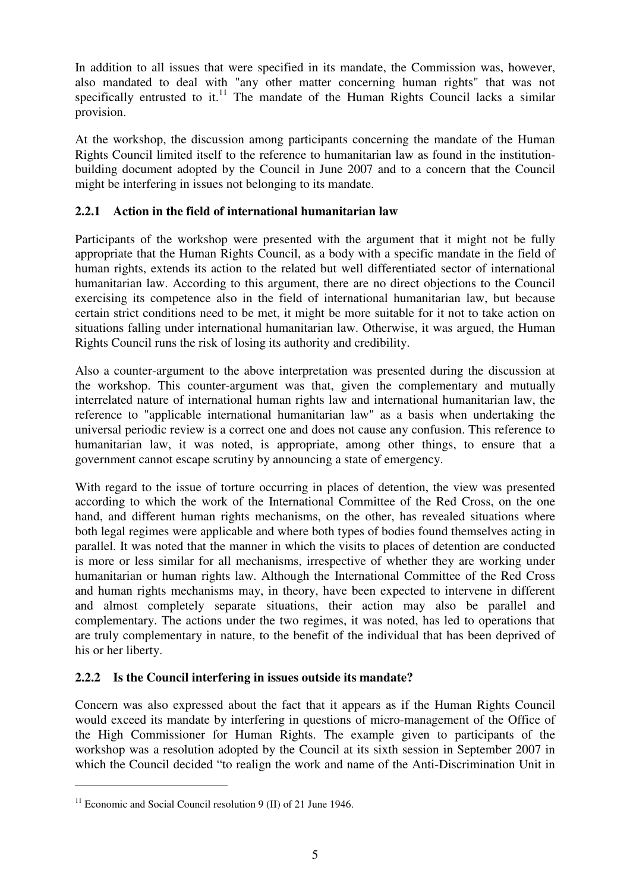In addition to all issues that were specified in its mandate, the Commission was, however, also mandated to deal with "any other matter concerning human rights" that was not specifically entrusted to it.[11] The mandate of the Human Rights Council lacks a similar provision.

At the workshop, the discussion among participants concerning the mandate of the Human Rights Council limited itself to the reference to humanitarian law as found in the institution-building document adopted by the Council in June 2007 and to a concern that the Council might be interfering in issues not belonging to its mandate.

### 2.2.1 Action in the field of international humanitarian law

Participants of the workshop were presented with the argument that it might not be fully appropriate that the Human Rights Council, as a body with a specific mandate in the field of human rights, extends its action to the related but well differentiated sector of international humanitarian law. According to this argument, there are no direct objections to the Council exercising its competence also in the field of international humanitarian law, but because certain strict conditions need to be met, it might be more suitable for it not to take action on situations falling under international humanitarian law. Otherwise, it was argued, the Human Rights Council runs the risk of losing its authority and credibility.

Also a counter-argument to the above interpretation was presented during the discussion at the workshop. This counter-argument was that, given the complementary and mutually interrelated nature of international human rights law and international humanitarian law, the reference to "applicable international humanitarian law" as a basis when undertaking the universal periodic review is a correct one and does not cause any confusion. This reference to humanitarian law, it was noted, is appropriate, among other things, to ensure that a government cannot escape scrutiny by announcing a state of emergency.

With regard to the issue of torture occurring in places of detention, the view was presented according to which the work of the International Committee of the Red Cross, on the one hand, and different human rights mechanisms, on the other, has revealed situations where both legal regimes were applicable and where both types of bodies found themselves acting in parallel. It was noted that the manner in which the visits to places of detention are conducted is more or less similar for all mechanisms, irrespective of whether they are working under humanitarian or human rights law. Although the International Committee of the Red Cross and human rights mechanisms may, in theory, have been expected to intervene in different and almost completely separate situations, their action may also be parallel and complementary. The actions under the two regimes, it was noted, has led to operations that are truly complementary in nature, to the benefit of the individual that has been deprived of his or her liberty.

### 2.2.2 Is the Council interfering in issues outside its mandate?

Concern was also expressed about the fact that it appears as if the Human Rights Council would exceed its mandate by interfering in questions of micro-management of the Office of the High Commissioner for Human Rights. The example given to participants of the workshop was a resolution adopted by the Council at its sixth session in September 2007 in which the Council decided "to realign the work and name of the Anti-Discrimination Unit in

[11] Economic and Social Council resolution 9 (II) of 21 June 1946.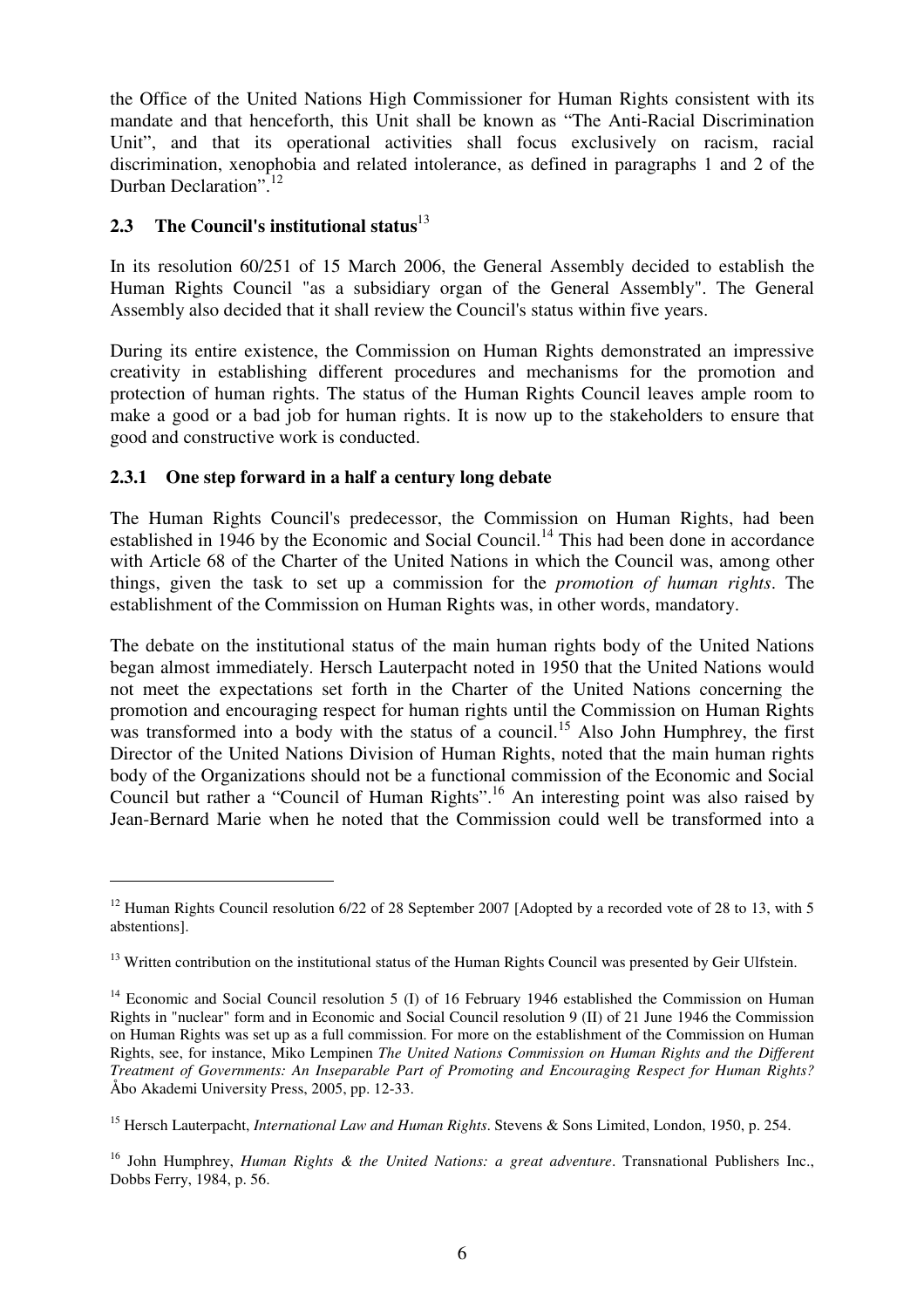the Office of the United Nations High Commissioner for Human Rights consistent with its mandate and that henceforth, this Unit shall be known as "The Anti-Racial Discrimination Unit", and that its operational activities shall focus exclusively on racism, racial discrimination, xenophobia and related intolerance, as defined in paragraphs 1 and 2 of the Durban Declaration".[12]

### 2.3 The Council's institutional status[13]

In its resolution 60/251 of 15 March 2006, the General Assembly decided to establish the Human Rights Council "as a subsidiary organ of the General Assembly". The General Assembly also decided that it shall review the Council's status within five years.

During its entire existence, the Commission on Human Rights demonstrated an impressive creativity in establishing different procedures and mechanisms for the promotion and protection of human rights. The status of the Human Rights Council leaves ample room to make a good or a bad job for human rights. It is now up to the stakeholders to ensure that good and constructive work is conducted.

#### 2.3.1 One step forward in a half a century long debate

The Human Rights Council's predecessor, the Commission on Human Rights, had been established in 1946 by the Economic and Social Council.[14] This had been done in accordance with Article 68 of the Charter of the United Nations in which the Council was, among other things, given the task to set up a commission for the *promotion of human rights*. The establishment of the Commission on Human Rights was, in other words, mandatory.

The debate on the institutional status of the main human rights body of the United Nations began almost immediately. Hersch Lauterpacht noted in 1950 that the United Nations would not meet the expectations set forth in the Charter of the United Nations concerning the promotion and encouraging respect for human rights until the Commission on Human Rights was transformed into a body with the status of a council.[15] Also John Humphrey, the first Director of the United Nations Division of Human Rights, noted that the main human rights body of the Organizations should not be a functional commission of the Economic and Social Council but rather a "Council of Human Rights".[16] An interesting point was also raised by Jean-Bernard Marie when he noted that the Commission could well be transformed into a

---

[12] Human Rights Council resolution 6/22 of 28 September 2007 [Adopted by a recorded vote of 28 to 13, with 5 abstentions].

[13] Written contribution on the institutional status of the Human Rights Council was presented by Geir Ulfstein.

[14] Economic and Social Council resolution 5 (I) of 16 February 1946 established the Commission on Human Rights in "nuclear" form and in Economic and Social Council resolution 9 (II) of 21 June 1946 the Commission on Human Rights was set up as a full commission. For more on the establishment of the Commission on Human Rights, see, for instance, Miko Lempinen *The United Nations Commission on Human Rights and the Different Treatment of Governments: An Inseparable Part of Promoting and Encouraging Respect for Human Rights?* Åbo Akademi University Press, 2005, pp. 12-33.

[15] Hersch Lauterpacht, *International Law and Human Rights*. Stevens & Sons Limited, London, 1950, p. 254.

[16] John Humphrey, *Human Rights & the United Nations: a great adventure*. Transnational Publishers Inc., Dobbs Ferry, 1984, p. 56.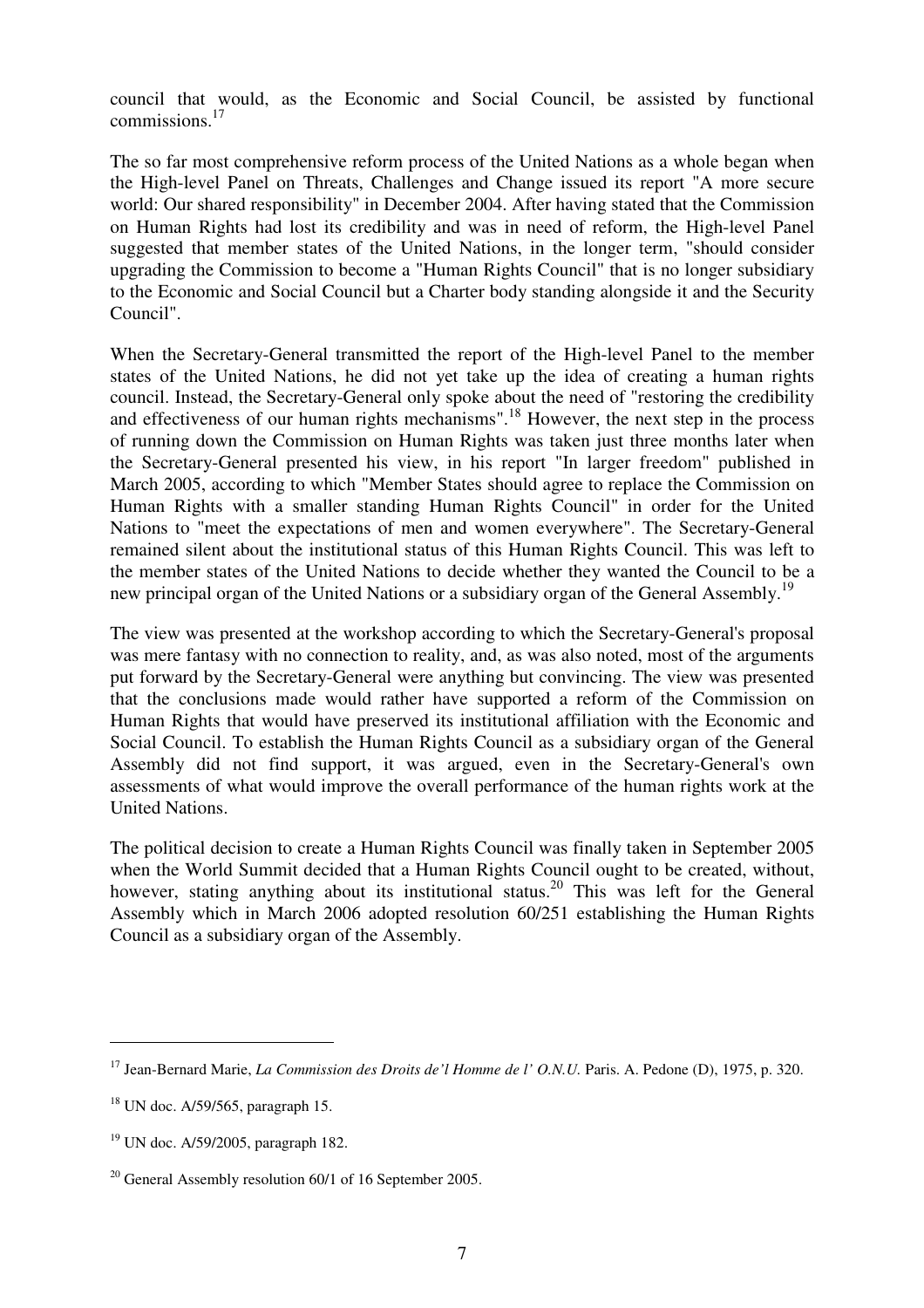council that would, as the Economic and Social Council, be assisted by functional commissions.[17]

The so far most comprehensive reform process of the United Nations as a whole began when the High-level Panel on Threats, Challenges and Change issued its report "A more secure world: Our shared responsibility" in December 2004. After having stated that the Commission on Human Rights had lost its credibility and was in need of reform, the High-level Panel suggested that member states of the United Nations, in the longer term, "should consider upgrading the Commission to become a "Human Rights Council" that is no longer subsidiary to the Economic and Social Council but a Charter body standing alongside it and the Security Council".

When the Secretary-General transmitted the report of the High-level Panel to the member states of the United Nations, he did not yet take up the idea of creating a human rights council. Instead, the Secretary-General only spoke about the need of "restoring the credibility and effectiveness of our human rights mechanisms".[18] However, the next step in the process of running down the Commission on Human Rights was taken just three months later when the Secretary-General presented his view, in his report "In larger freedom" published in March 2005, according to which "Member States should agree to replace the Commission on Human Rights with a smaller standing Human Rights Council" in order for the United Nations to "meet the expectations of men and women everywhere". The Secretary-General remained silent about the institutional status of this Human Rights Council. This was left to the member states of the United Nations to decide whether they wanted the Council to be a new principal organ of the United Nations or a subsidiary organ of the General Assembly.[19]

The view was presented at the workshop according to which the Secretary-General's proposal was mere fantasy with no connection to reality, and, as was also noted, most of the arguments put forward by the Secretary-General were anything but convincing. The view was presented that the conclusions made would rather have supported a reform of the Commission on Human Rights that would have preserved its institutional affiliation with the Economic and Social Council. To establish the Human Rights Council as a subsidiary organ of the General Assembly did not find support, it was argued, even in the Secretary-General's own assessments of what would improve the overall performance of the human rights work at the United Nations.

The political decision to create a Human Rights Council was finally taken in September 2005 when the World Summit decided that a Human Rights Council ought to be created, without, however, stating anything about its institutional status.[20] This was left for the General Assembly which in March 2006 adopted resolution 60/251 establishing the Human Rights Council as a subsidiary organ of the Assembly.

---

[17] Jean-Bernard Marie, *La Commission des Droits de'l Homme de l' O.N.U.* Paris. A. Pedone (D), 1975, p. 320.

[18] UN doc. A/59/565, paragraph 15.

[19] UN doc. A/59/2005, paragraph 182.

[20] General Assembly resolution 60/1 of 16 September 2005.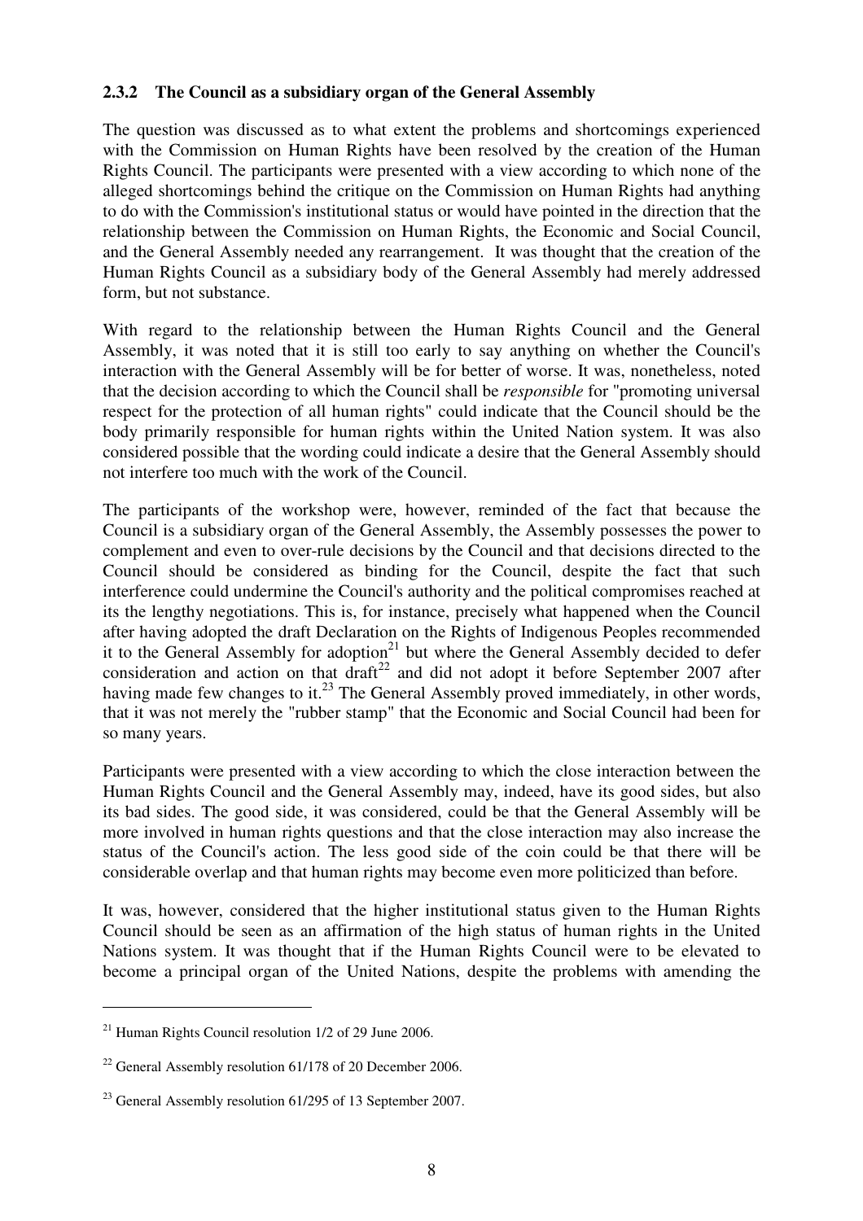### 2.3.2 The Council as a subsidiary organ of the General Assembly

The question was discussed as to what extent the problems and shortcomings experienced with the Commission on Human Rights have been resolved by the creation of the Human Rights Council. The participants were presented with a view according to which none of the alleged shortcomings behind the critique on the Commission on Human Rights had anything to do with the Commission's institutional status or would have pointed in the direction that the relationship between the Commission on Human Rights, the Economic and Social Council, and the General Assembly needed any rearrangement. It was thought that the creation of the Human Rights Council as a subsidiary body of the General Assembly had merely addressed form, but not substance.

With regard to the relationship between the Human Rights Council and the General Assembly, it was noted that it is still too early to say anything on whether the Council's interaction with the General Assembly will be for better of worse. It was, nonetheless, noted that the decision according to which the Council shall be *responsible* for "promoting universal respect for the protection of all human rights" could indicate that the Council should be the body primarily responsible for human rights within the United Nation system. It was also considered possible that the wording could indicate a desire that the General Assembly should not interfere too much with the work of the Council.

The participants of the workshop were, however, reminded of the fact that because the Council is a subsidiary organ of the General Assembly, the Assembly possesses the power to complement and even to over-rule decisions by the Council and that decisions directed to the Council should be considered as binding for the Council, despite the fact that such interference could undermine the Council's authority and the political compromises reached at its the lengthy negotiations. This is, for instance, precisely what happened when the Council after having adopted the draft Declaration on the Rights of Indigenous Peoples recommended it to the General Assembly for adoption[21] but where the General Assembly decided to defer consideration and action on that draft[22] and did not adopt it before September 2007 after having made few changes to it.[23] The General Assembly proved immediately, in other words, that it was not merely the "rubber stamp" that the Economic and Social Council had been for so many years.

Participants were presented with a view according to which the close interaction between the Human Rights Council and the General Assembly may, indeed, have its good sides, but also its bad sides. The good side, it was considered, could be that the General Assembly will be more involved in human rights questions and that the close interaction may also increase the status of the Council's action. The less good side of the coin could be that there will be considerable overlap and that human rights may become even more politicized than before.

It was, however, considered that the higher institutional status given to the Human Rights Council should be seen as an affirmation of the high status of human rights in the United Nations system. It was thought that if the Human Rights Council were to be elevated to become a principal organ of the United Nations, despite the problems with amending the

---

[21] Human Rights Council resolution 1/2 of 29 June 2006.

[22] General Assembly resolution 61/178 of 20 December 2006.

[23] General Assembly resolution 61/295 of 13 September 2007.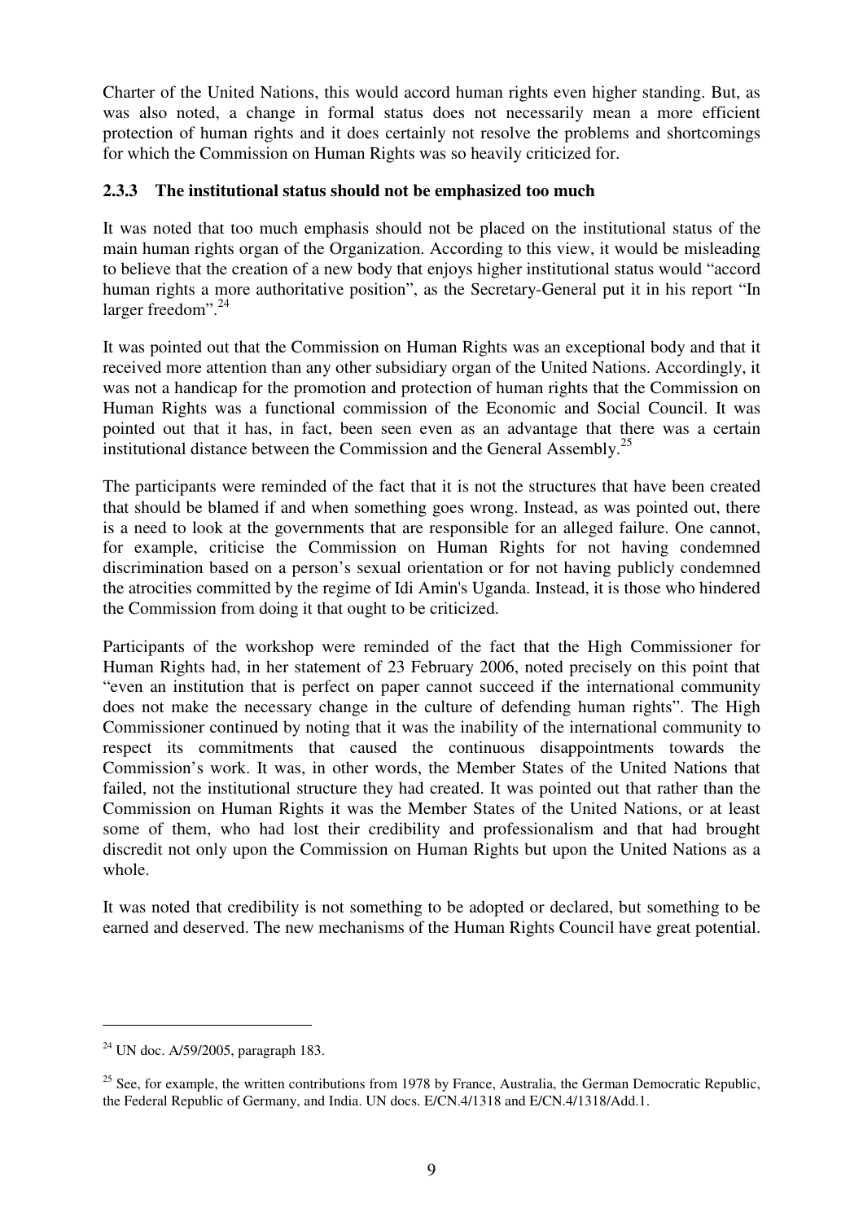Charter of the United Nations, this would accord human rights even higher standing. But, as was also noted, a change in formal status does not necessarily mean a more efficient protection of human rights and it does certainly not resolve the problems and shortcomings for which the Commission on Human Rights was so heavily criticized for.

### 2.3.3 The institutional status should not be emphasized too much

It was noted that too much emphasis should not be placed on the institutional status of the main human rights organ of the Organization. According to this view, it would be misleading to believe that the creation of a new body that enjoys higher institutional status would "accord human rights a more authoritative position", as the Secretary-General put it in his report "In larger freedom".[24]

It was pointed out that the Commission on Human Rights was an exceptional body and that it received more attention than any other subsidiary organ of the United Nations. Accordingly, it was not a handicap for the promotion and protection of human rights that the Commission on Human Rights was a functional commission of the Economic and Social Council. It was pointed out that it has, in fact, been seen even as an advantage that there was a certain institutional distance between the Commission and the General Assembly.[25]

The participants were reminded of the fact that it is not the structures that have been created that should be blamed if and when something goes wrong. Instead, as was pointed out, there is a need to look at the governments that are responsible for an alleged failure. One cannot, for example, criticise the Commission on Human Rights for not having condemned discrimination based on a person's sexual orientation or for not having publicly condemned the atrocities committed by the regime of Idi Amin's Uganda. Instead, it is those who hindered the Commission from doing it that ought to be criticized.

Participants of the workshop were reminded of the fact that the High Commissioner for Human Rights had, in her statement of 23 February 2006, noted precisely on this point that "even an institution that is perfect on paper cannot succeed if the international community does not make the necessary change in the culture of defending human rights". The High Commissioner continued by noting that it was the inability of the international community to respect its commitments that caused the continuous disappointments towards the Commission's work. It was, in other words, the Member States of the United Nations that failed, not the institutional structure they had created. It was pointed out that rather than the Commission on Human Rights it was the Member States of the United Nations, or at least some of them, who had lost their credibility and professionalism and that had brought discredit not only upon the Commission on Human Rights but upon the United Nations as a whole.

It was noted that credibility is not something to be adopted or declared, but something to be earned and deserved. The new mechanisms of the Human Rights Council have great potential.

---

[24] UN doc. A/59/2005, paragraph 183.

[25] See, for example, the written contributions from 1978 by France, Australia, the German Democratic Republic, the Federal Republic of Germany, and India. UN docs. E/CN.4/1318 and E/CN.4/1318/Add.1.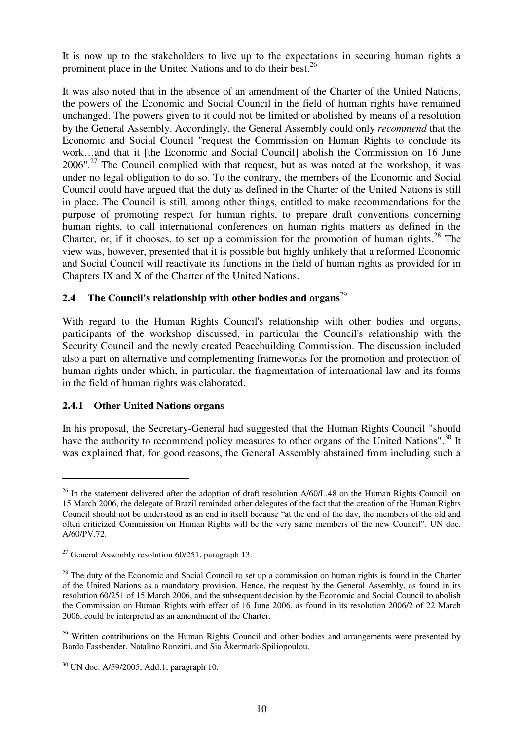It is now up to the stakeholders to live up to the expectations in securing human rights a prominent place in the United Nations and to do their best.[26]

It was also noted that in the absence of an amendment of the Charter of the United Nations, the powers of the Economic and Social Council in the field of human rights have remained unchanged. The powers given to it could not be limited or abolished by means of a resolution by the General Assembly. Accordingly, the General Assembly could only *recommend* that the Economic and Social Council "request the Commission on Human Rights to conclude its work…and that it [the Economic and Social Council] abolish the Commission on 16 June 2006".[27] The Council complied with that request, but as was noted at the workshop, it was under no legal obligation to do so. To the contrary, the members of the Economic and Social Council could have argued that the duty as defined in the Charter of the United Nations is still in place. The Council is still, among other things, entitled to make recommendations for the purpose of promoting respect for human rights, to prepare draft conventions concerning human rights, to call international conferences on human rights matters as defined in the Charter, or, if it chooses, to set up a commission for the promotion of human rights.[28] The view was, however, presented that it is possible but highly unlikely that a reformed Economic and Social Council will reactivate its functions in the field of human rights as provided for in Chapters IX and X of the Charter of the United Nations.

### 2.4 The Council's relationship with other bodies and organs[29]

With regard to the Human Rights Council's relationship with other bodies and organs, participants of the workshop discussed, in particular the Council's relationship with the Security Council and the newly created Peacebuilding Commission. The discussion included also a part on alternative and complementing frameworks for the promotion and protection of human rights under which, in particular, the fragmentation of international law and its forms in the field of human rights was elaborated.

#### 2.4.1 Other United Nations organs

In his proposal, the Secretary-General had suggested that the Human Rights Council "should have the authority to recommend policy measures to other organs of the United Nations".[30] It was explained that, for good reasons, the General Assembly abstained from including such a

---

[26] In the statement delivered after the adoption of draft resolution A/60/L.48 on the Human Rights Council, on 15 March 2006, the delegate of Brazil reminded other delegates of the fact that the creation of the Human Rights Council should not be understood as an end in itself because "at the end of the day, the members of the old and often criticized Commission on Human Rights will be the very same members of the new Council". UN doc. A/60/PV.72.

[27] General Assembly resolution 60/251, paragraph 13.

[28] The duty of the Economic and Social Council to set up a commission on human rights is found in the Charter of the United Nations as a mandatory provision. Hence, the request by the General Assembly, as found in its resolution 60/251 of 15 March 2006, and the subsequent decision by the Economic and Social Council to abolish the Commission on Human Rights with effect of 16 June 2006, as found in its resolution 2006/2 of 22 March 2006, could be interpreted as an amendment of the Charter.

[29] Written contributions on the Human Rights Council and other bodies and arrangements were presented by Bardo Fassbender, Natalino Ronzitti, and Sia Åkermark-Spiliopoulou.

[30] UN doc. A/59/2005, Add.1, paragraph 10.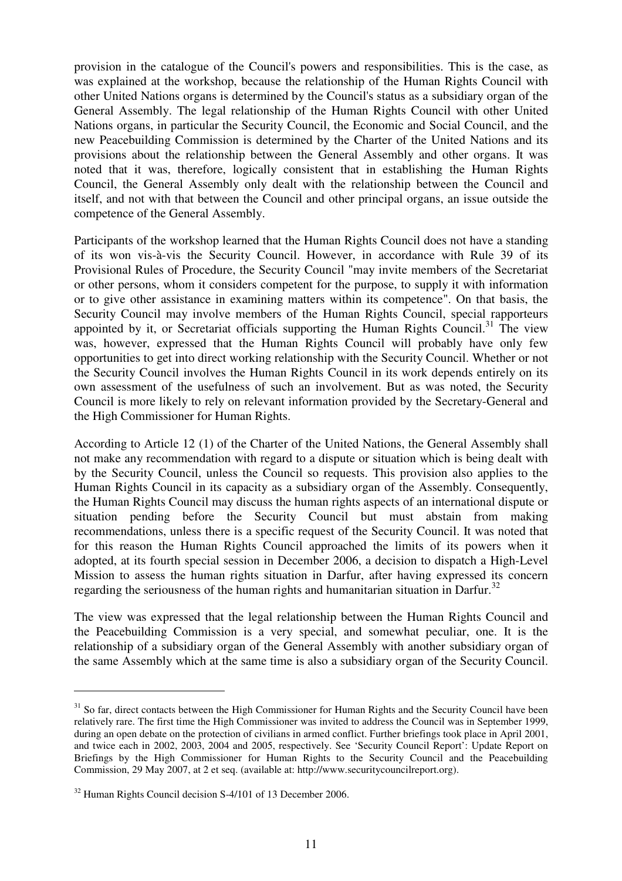provision in the catalogue of the Council's powers and responsibilities. This is the case, as was explained at the workshop, because the relationship of the Human Rights Council with other United Nations organs is determined by the Council's status as a subsidiary organ of the General Assembly. The legal relationship of the Human Rights Council with other United Nations organs, in particular the Security Council, the Economic and Social Council, and the new Peacebuilding Commission is determined by the Charter of the United Nations and its provisions about the relationship between the General Assembly and other organs. It was noted that it was, therefore, logically consistent that in establishing the Human Rights Council, the General Assembly only dealt with the relationship between the Council and itself, and not with that between the Council and other principal organs, an issue outside the competence of the General Assembly.

Participants of the workshop learned that the Human Rights Council does not have a standing of its won vis-à-vis the Security Council. However, in accordance with Rule 39 of its Provisional Rules of Procedure, the Security Council "may invite members of the Secretariat or other persons, whom it considers competent for the purpose, to supply it with information or to give other assistance in examining matters within its competence". On that basis, the Security Council may involve members of the Human Rights Council, special rapporteurs appointed by it, or Secretariat officials supporting the Human Rights Council.[31] The view was, however, expressed that the Human Rights Council will probably have only few opportunities to get into direct working relationship with the Security Council. Whether or not the Security Council involves the Human Rights Council in its work depends entirely on its own assessment of the usefulness of such an involvement. But as was noted, the Security Council is more likely to rely on relevant information provided by the Secretary-General and the High Commissioner for Human Rights.

According to Article 12 (1) of the Charter of the United Nations, the General Assembly shall not make any recommendation with regard to a dispute or situation which is being dealt with by the Security Council, unless the Council so requests. This provision also applies to the Human Rights Council in its capacity as a subsidiary organ of the Assembly. Consequently, the Human Rights Council may discuss the human rights aspects of an international dispute or situation pending before the Security Council but must abstain from making recommendations, unless there is a specific request of the Security Council. It was noted that for this reason the Human Rights Council approached the limits of its powers when it adopted, at its fourth special session in December 2006, a decision to dispatch a High-Level Mission to assess the human rights situation in Darfur, after having expressed its concern regarding the seriousness of the human rights and humanitarian situation in Darfur.[32]

The view was expressed that the legal relationship between the Human Rights Council and the Peacebuilding Commission is a very special, and somewhat peculiar, one. It is the relationship of a subsidiary organ of the General Assembly with another subsidiary organ of the same Assembly which at the same time is also a subsidiary organ of the Security Council.

---

[31] So far, direct contacts between the High Commissioner for Human Rights and the Security Council have been relatively rare. The first time the High Commissioner was invited to address the Council was in September 1999, during an open debate on the protection of civilians in armed conflict. Further briefings took place in April 2001, and twice each in 2002, 2003, 2004 and 2005, respectively. See 'Security Council Report': Update Report on Briefings by the High Commissioner for Human Rights to the Security Council and the Peacebuilding Commission, 29 May 2007, at 2 et seq. (available at: http://www.securitycouncilreport.org).

[32] Human Rights Council decision S-4/101 of 13 December 2006.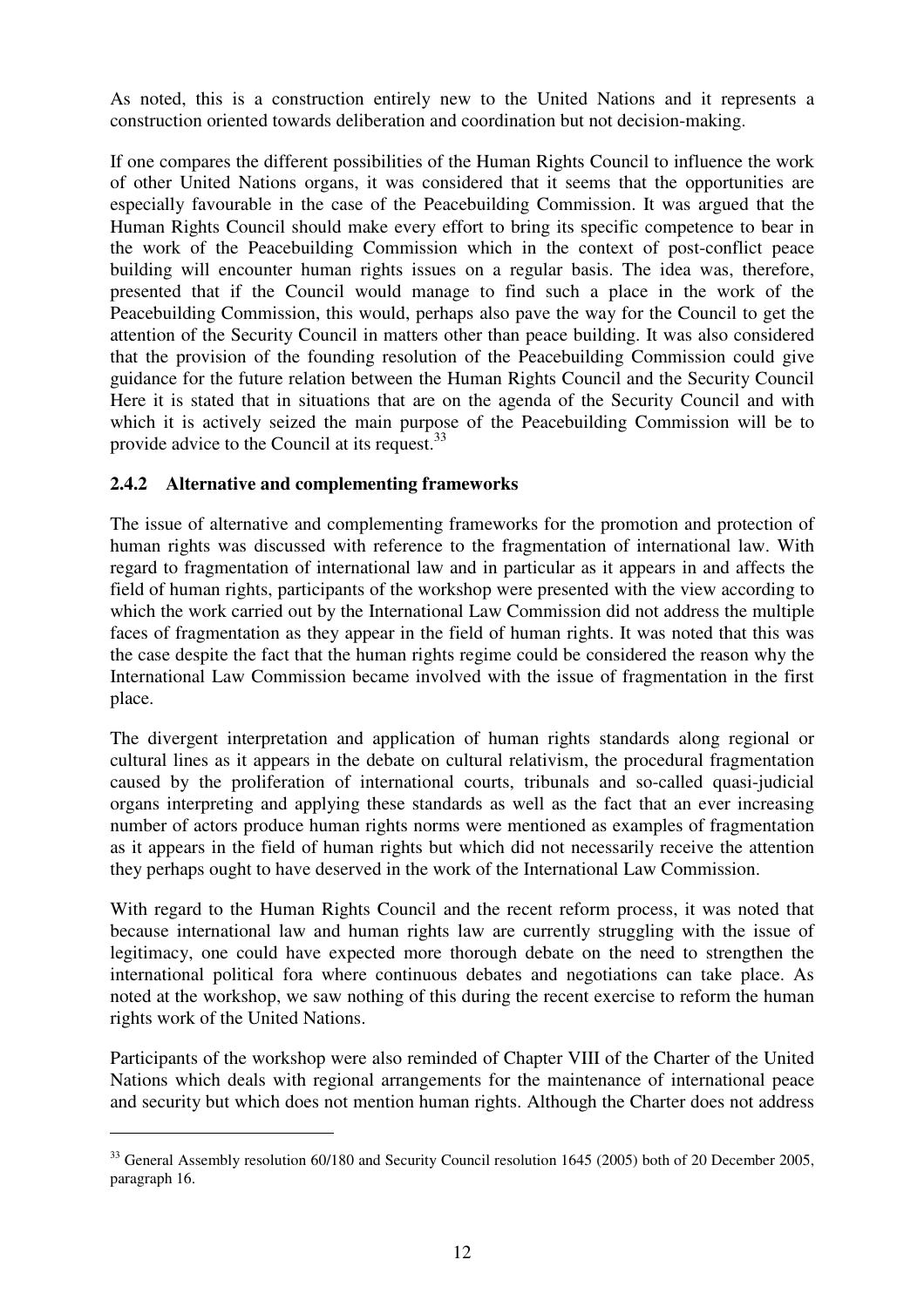As noted, this is a construction entirely new to the United Nations and it represents a construction oriented towards deliberation and coordination but not decision-making.

If one compares the different possibilities of the Human Rights Council to influence the work of other United Nations organs, it was considered that it seems that the opportunities are especially favourable in the case of the Peacebuilding Commission. It was argued that the Human Rights Council should make every effort to bring its specific competence to bear in the work of the Peacebuilding Commission which in the context of post-conflict peace building will encounter human rights issues on a regular basis. The idea was, therefore, presented that if the Council would manage to find such a place in the work of the Peacebuilding Commission, this would, perhaps also pave the way for the Council to get the attention of the Security Council in matters other than peace building. It was also considered that the provision of the founding resolution of the Peacebuilding Commission could give guidance for the future relation between the Human Rights Council and the Security Council Here it is stated that in situations that are on the agenda of the Security Council and with which it is actively seized the main purpose of the Peacebuilding Commission will be to provide advice to the Council at its request.[33]

### 2.4.2 Alternative and complementing frameworks

The issue of alternative and complementing frameworks for the promotion and protection of human rights was discussed with reference to the fragmentation of international law. With regard to fragmentation of international law and in particular as it appears in and affects the field of human rights, participants of the workshop were presented with the view according to which the work carried out by the International Law Commission did not address the multiple faces of fragmentation as they appear in the field of human rights. It was noted that this was the case despite the fact that the human rights regime could be considered the reason why the International Law Commission became involved with the issue of fragmentation in the first place.

The divergent interpretation and application of human rights standards along regional or cultural lines as it appears in the debate on cultural relativism, the procedural fragmentation caused by the proliferation of international courts, tribunals and so-called quasi-judicial organs interpreting and applying these standards as well as the fact that an ever increasing number of actors produce human rights norms were mentioned as examples of fragmentation as it appears in the field of human rights but which did not necessarily receive the attention they perhaps ought to have deserved in the work of the International Law Commission.

With regard to the Human Rights Council and the recent reform process, it was noted that because international law and human rights law are currently struggling with the issue of legitimacy, one could have expected more thorough debate on the need to strengthen the international political fora where continuous debates and negotiations can take place. As noted at the workshop, we saw nothing of this during the recent exercise to reform the human rights work of the United Nations.

Participants of the workshop were also reminded of Chapter VIII of the Charter of the United Nations which deals with regional arrangements for the maintenance of international peace and security but which does not mention human rights. Although the Charter does not address

---

[33] General Assembly resolution 60/180 and Security Council resolution 1645 (2005) both of 20 December 2005, paragraph 16.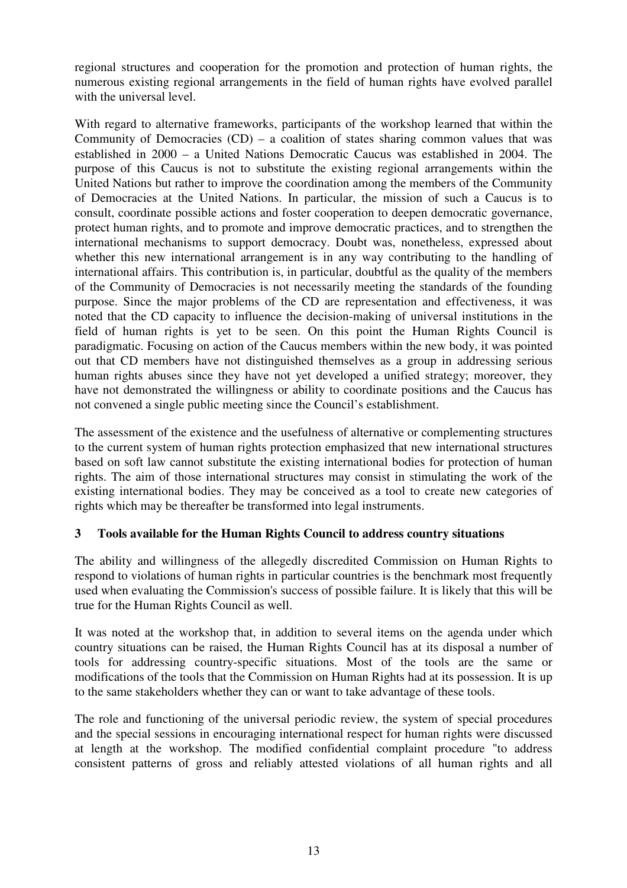regional structures and cooperation for the promotion and protection of human rights, the numerous existing regional arrangements in the field of human rights have evolved parallel with the universal level.

With regard to alternative frameworks, participants of the workshop learned that within the Community of Democracies (CD) – a coalition of states sharing common values that was established in 2000 – a United Nations Democratic Caucus was established in 2004. The purpose of this Caucus is not to substitute the existing regional arrangements within the United Nations but rather to improve the coordination among the members of the Community of Democracies at the United Nations. In particular, the mission of such a Caucus is to consult, coordinate possible actions and foster cooperation to deepen democratic governance, protect human rights, and to promote and improve democratic practices, and to strengthen the international mechanisms to support democracy. Doubt was, nonetheless, expressed about whether this new international arrangement is in any way contributing to the handling of international affairs. This contribution is, in particular, doubtful as the quality of the members of the Community of Democracies is not necessarily meeting the standards of the founding purpose. Since the major problems of the CD are representation and effectiveness, it was noted that the CD capacity to influence the decision-making of universal institutions in the field of human rights is yet to be seen. On this point the Human Rights Council is paradigmatic. Focusing on action of the Caucus members within the new body, it was pointed out that CD members have not distinguished themselves as a group in addressing serious human rights abuses since they have not yet developed a unified strategy; moreover, they have not demonstrated the willingness or ability to coordinate positions and the Caucus has not convened a single public meeting since the Council's establishment.

The assessment of the existence and the usefulness of alternative or complementing structures to the current system of human rights protection emphasized that new international structures based on soft law cannot substitute the existing international bodies for protection of human rights. The aim of those international structures may consist in stimulating the work of the existing international bodies. They may be conceived as a tool to create new categories of rights which may be thereafter be transformed into legal instruments.

## 3 Tools available for the Human Rights Council to address country situations

The ability and willingness of the allegedly discredited Commission on Human Rights to respond to violations of human rights in particular countries is the benchmark most frequently used when evaluating the Commission's success of possible failure. It is likely that this will be true for the Human Rights Council as well.

It was noted at the workshop that, in addition to several items on the agenda under which country situations can be raised, the Human Rights Council has at its disposal a number of tools for addressing country-specific situations. Most of the tools are the same or modifications of the tools that the Commission on Human Rights had at its possession. It is up to the same stakeholders whether they can or want to take advantage of these tools.

The role and functioning of the universal periodic review, the system of special procedures and the special sessions in encouraging international respect for human rights were discussed at length at the workshop. The modified confidential complaint procedure "to address consistent patterns of gross and reliably attested violations of all human rights and all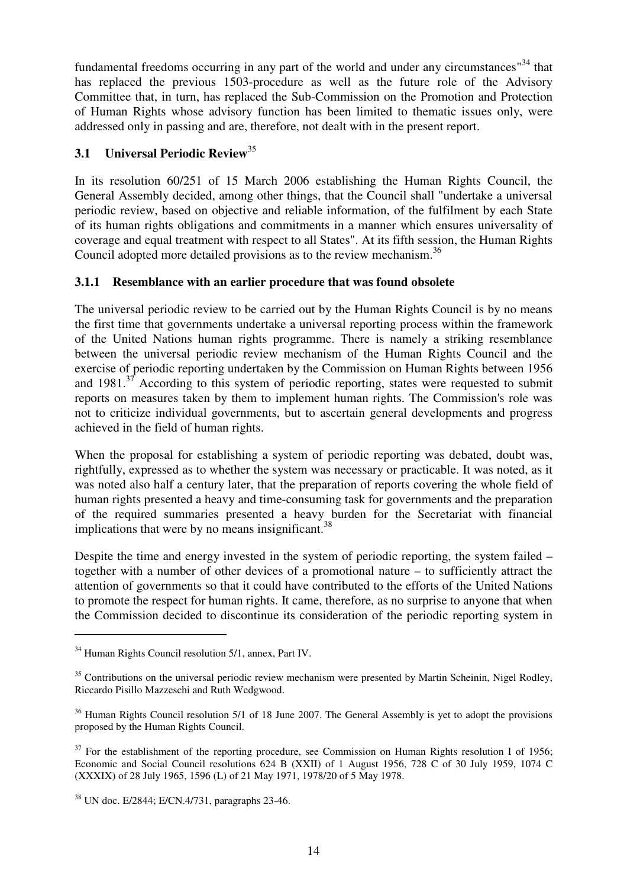fundamental freedoms occurring in any part of the world and under any circumstances"[34] that has replaced the previous 1503-procedure as well as the future role of the Advisory Committee that, in turn, has replaced the Sub-Commission on the Promotion and Protection of Human Rights whose advisory function has been limited to thematic issues only, were addressed only in passing and are, therefore, not dealt with in the present report.

## 3.1 Universal Periodic Review[35]

In its resolution 60/251 of 15 March 2006 establishing the Human Rights Council, the General Assembly decided, among other things, that the Council shall "undertake a universal periodic review, based on objective and reliable information, of the fulfilment by each State of its human rights obligations and commitments in a manner which ensures universality of coverage and equal treatment with respect to all States". At its fifth session, the Human Rights Council adopted more detailed provisions as to the review mechanism.[36]

### 3.1.1 Resemblance with an earlier procedure that was found obsolete

The universal periodic review to be carried out by the Human Rights Council is by no means the first time that governments undertake a universal reporting process within the framework of the United Nations human rights programme. There is namely a striking resemblance between the universal periodic review mechanism of the Human Rights Council and the exercise of periodic reporting undertaken by the Commission on Human Rights between 1956 and 1981.[37] According to this system of periodic reporting, states were requested to submit reports on measures taken by them to implement human rights. The Commission's role was not to criticize individual governments, but to ascertain general developments and progress achieved in the field of human rights.

When the proposal for establishing a system of periodic reporting was debated, doubt was, rightfully, expressed as to whether the system was necessary or practicable. It was noted, as it was noted also half a century later, that the preparation of reports covering the whole field of human rights presented a heavy and time-consuming task for governments and the preparation of the required summaries presented a heavy burden for the Secretariat with financial implications that were by no means insignificant.[38]

Despite the time and energy invested in the system of periodic reporting, the system failed – together with a number of other devices of a promotional nature – to sufficiently attract the attention of governments so that it could have contributed to the efforts of the United Nations to promote the respect for human rights. It came, therefore, as no surprise to anyone that when the Commission decided to discontinue its consideration of the periodic reporting system in

---

[34] Human Rights Council resolution 5/1, annex, Part IV.

[35] Contributions on the universal periodic review mechanism were presented by Martin Scheinin, Nigel Rodley, Riccardo Pisillo Mazzeschi and Ruth Wedgwood.

[36] Human Rights Council resolution 5/1 of 18 June 2007. The General Assembly is yet to adopt the provisions proposed by the Human Rights Council.

[37] For the establishment of the reporting procedure, see Commission on Human Rights resolution I of 1956; Economic and Social Council resolutions 624 B (XXII) of 1 August 1956, 728 C of 30 July 1959, 1074 C (XXXIX) of 28 July 1965, 1596 (L) of 21 May 1971, 1978/20 of 5 May 1978.

[38] UN doc. E/2844; E/CN.4/731, paragraphs 23-46.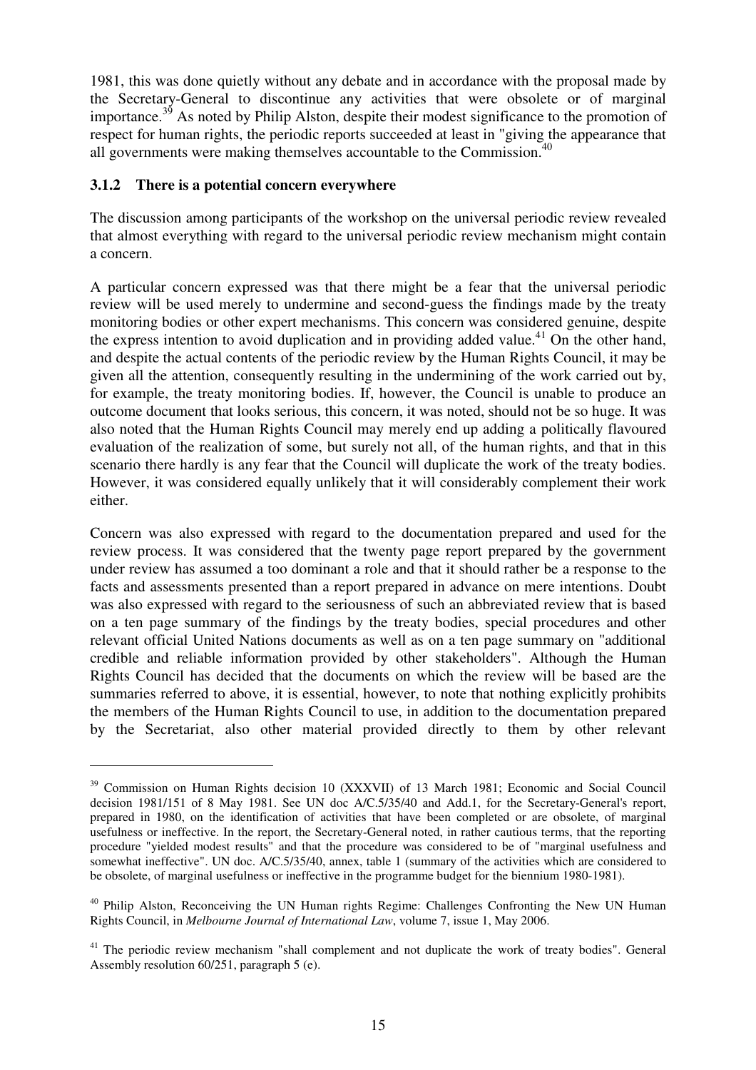1981, this was done quietly without any debate and in accordance with the proposal made by the Secretary-General to discontinue any activities that were obsolete or of marginal importance.[39] As noted by Philip Alston, despite their modest significance to the promotion of respect for human rights, the periodic reports succeeded at least in "giving the appearance that all governments were making themselves accountable to the Commission.[40]

### 3.1.2 There is a potential concern everywhere

The discussion among participants of the workshop on the universal periodic review revealed that almost everything with regard to the universal periodic review mechanism might contain a concern.

A particular concern expressed was that there might be a fear that the universal periodic review will be used merely to undermine and second-guess the findings made by the treaty monitoring bodies or other expert mechanisms. This concern was considered genuine, despite the express intention to avoid duplication and in providing added value.[41] On the other hand, and despite the actual contents of the periodic review by the Human Rights Council, it may be given all the attention, consequently resulting in the undermining of the work carried out by, for example, the treaty monitoring bodies. If, however, the Council is unable to produce an outcome document that looks serious, this concern, it was noted, should not be so huge. It was also noted that the Human Rights Council may merely end up adding a politically flavoured evaluation of the realization of some, but surely not all, of the human rights, and that in this scenario there hardly is any fear that the Council will duplicate the work of the treaty bodies. However, it was considered equally unlikely that it will considerably complement their work either.

Concern was also expressed with regard to the documentation prepared and used for the review process. It was considered that the twenty page report prepared by the government under review has assumed a too dominant a role and that it should rather be a response to the facts and assessments presented than a report prepared in advance on mere intentions. Doubt was also expressed with regard to the seriousness of such an abbreviated review that is based on a ten page summary of the findings by the treaty bodies, special procedures and other relevant official United Nations documents as well as on a ten page summary on "additional credible and reliable information provided by other stakeholders". Although the Human Rights Council has decided that the documents on which the review will be based are the summaries referred to above, it is essential, however, to note that nothing explicitly prohibits the members of the Human Rights Council to use, in addition to the documentation prepared by the Secretariat, also other material provided directly to them by other relevant

---

[39] Commission on Human Rights decision 10 (XXXVII) of 13 March 1981; Economic and Social Council decision 1981/151 of 8 May 1981. See UN doc A/C.5/35/40 and Add.1, for the Secretary-General's report, prepared in 1980, on the identification of activities that have been completed or are obsolete, of marginal usefulness or ineffective. In the report, the Secretary-General noted, in rather cautious terms, that the reporting procedure "yielded modest results" and that the procedure was considered to be of "marginal usefulness and somewhat ineffective". UN doc. A/C.5/35/40, annex, table 1 (summary of the activities which are considered to be obsolete, of marginal usefulness or ineffective in the programme budget for the biennium 1980-1981).

[40] Philip Alston, Reconceiving the UN Human rights Regime: Challenges Confronting the New UN Human Rights Council, in *Melbourne Journal of International Law*, volume 7, issue 1, May 2006.

[41] The periodic review mechanism "shall complement and not duplicate the work of treaty bodies". General Assembly resolution 60/251, paragraph 5 (e).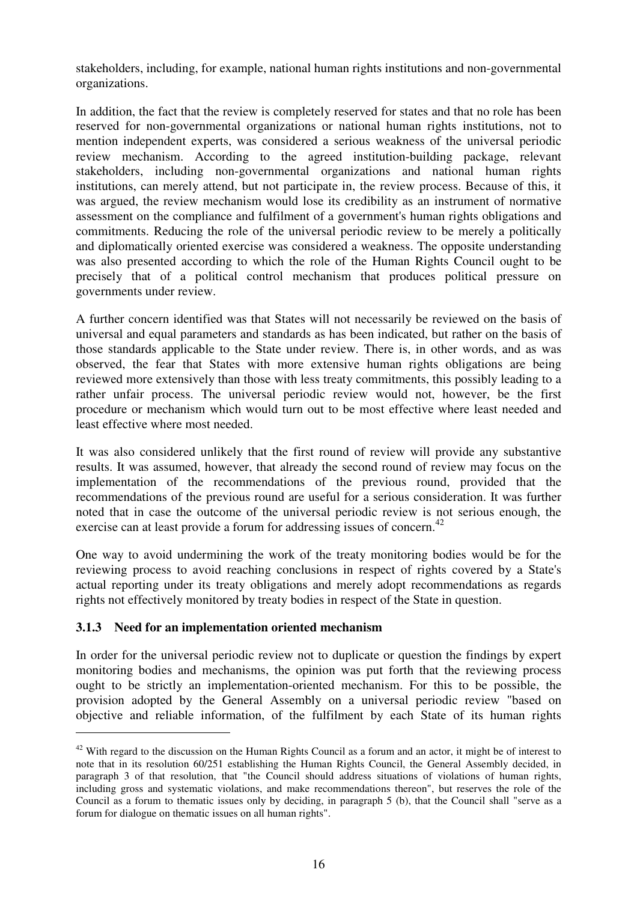stakeholders, including, for example, national human rights institutions and non-governmental organizations.

In addition, the fact that the review is completely reserved for states and that no role has been reserved for non-governmental organizations or national human rights institutions, not to mention independent experts, was considered a serious weakness of the universal periodic review mechanism. According to the agreed institution-building package, relevant stakeholders, including non-governmental organizations and national human rights institutions, can merely attend, but not participate in, the review process. Because of this, it was argued, the review mechanism would lose its credibility as an instrument of normative assessment on the compliance and fulfilment of a government's human rights obligations and commitments. Reducing the role of the universal periodic review to be merely a politically and diplomatically oriented exercise was considered a weakness. The opposite understanding was also presented according to which the role of the Human Rights Council ought to be precisely that of a political control mechanism that produces political pressure on governments under review.

A further concern identified was that States will not necessarily be reviewed on the basis of universal and equal parameters and standards as has been indicated, but rather on the basis of those standards applicable to the State under review. There is, in other words, and as was observed, the fear that States with more extensive human rights obligations are being reviewed more extensively than those with less treaty commitments, this possibly leading to a rather unfair process. The universal periodic review would not, however, be the first procedure or mechanism which would turn out to be most effective where least needed and least effective where most needed.

It was also considered unlikely that the first round of review will provide any substantive results. It was assumed, however, that already the second round of review may focus on the implementation of the recommendations of the previous round, provided that the recommendations of the previous round are useful for a serious consideration. It was further noted that in case the outcome of the universal periodic review is not serious enough, the exercise can at least provide a forum for addressing issues of concern.[42]

One way to avoid undermining the work of the treaty monitoring bodies would be for the reviewing process to avoid reaching conclusions in respect of rights covered by a State's actual reporting under its treaty obligations and merely adopt recommendations as regards rights not effectively monitored by treaty bodies in respect of the State in question.

### 3.1.3 Need for an implementation oriented mechanism

In order for the universal periodic review not to duplicate or question the findings by expert monitoring bodies and mechanisms, the opinion was put forth that the reviewing process ought to be strictly an implementation-oriented mechanism. For this to be possible, the provision adopted by the General Assembly on a universal periodic review "based on objective and reliable information, of the fulfilment by each State of its human rights

[42] With regard to the discussion on the Human Rights Council as a forum and an actor, it might be of interest to note that in its resolution 60/251 establishing the Human Rights Council, the General Assembly decided, in paragraph 3 of that resolution, that "the Council should address situations of violations of human rights, including gross and systematic violations, and make recommendations thereon", but reserves the role of the Council as a forum to thematic issues only by deciding, in paragraph 5 (b), that the Council shall "serve as a forum for dialogue on thematic issues on all human rights".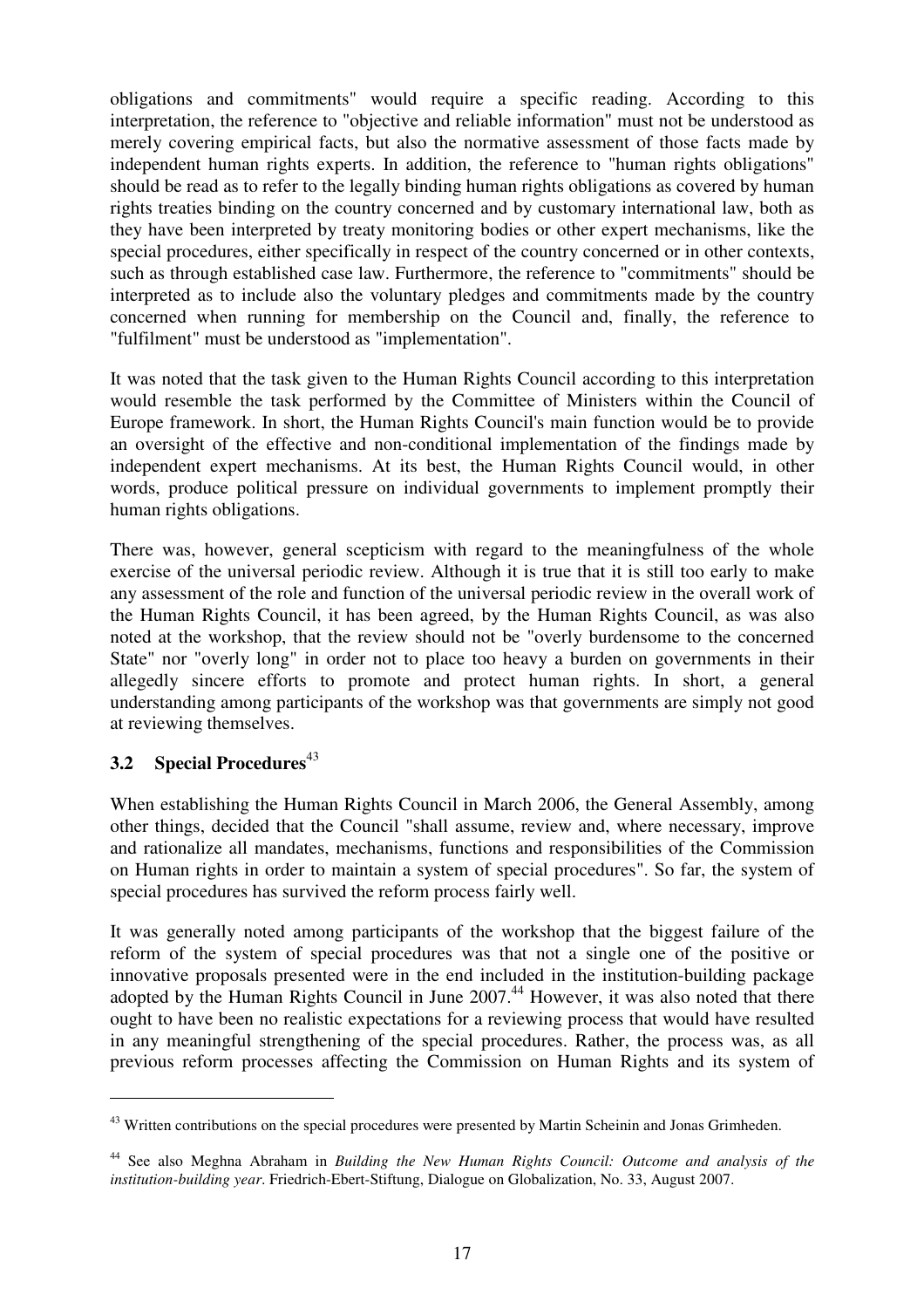obligations and commitments" would require a specific reading. According to this interpretation, the reference to "objective and reliable information" must not be understood as merely covering empirical facts, but also the normative assessment of those facts made by independent human rights experts. In addition, the reference to "human rights obligations" should be read as to refer to the legally binding human rights obligations as covered by human rights treaties binding on the country concerned and by customary international law, both as they have been interpreted by treaty monitoring bodies or other expert mechanisms, like the special procedures, either specifically in respect of the country concerned or in other contexts, such as through established case law. Furthermore, the reference to "commitments" should be interpreted as to include also the voluntary pledges and commitments made by the country concerned when running for membership on the Council and, finally, the reference to "fulfilment" must be understood as "implementation".

It was noted that the task given to the Human Rights Council according to this interpretation would resemble the task performed by the Committee of Ministers within the Council of Europe framework. In short, the Human Rights Council's main function would be to provide an oversight of the effective and non-conditional implementation of the findings made by independent expert mechanisms. At its best, the Human Rights Council would, in other words, produce political pressure on individual governments to implement promptly their human rights obligations.

There was, however, general scepticism with regard to the meaningfulness of the whole exercise of the universal periodic review. Although it is true that it is still too early to make any assessment of the role and function of the universal periodic review in the overall work of the Human Rights Council, it has been agreed, by the Human Rights Council, as was also noted at the workshop, that the review should not be "overly burdensome to the concerned State" nor "overly long" in order not to place too heavy a burden on governments in their allegedly sincere efforts to promote and protect human rights. In short, a general understanding among participants of the workshop was that governments are simply not good at reviewing themselves.

### 3.2 Special Procedures[43]

When establishing the Human Rights Council in March 2006, the General Assembly, among other things, decided that the Council "shall assume, review and, where necessary, improve and rationalize all mandates, mechanisms, functions and responsibilities of the Commission on Human rights in order to maintain a system of special procedures". So far, the system of special procedures has survived the reform process fairly well.

It was generally noted among participants of the workshop that the biggest failure of the reform of the system of special procedures was that not a single one of the positive or innovative proposals presented were in the end included in the institution-building package adopted by the Human Rights Council in June 2007.[44] However, it was also noted that there ought to have been no realistic expectations for a reviewing process that would have resulted in any meaningful strengthening of the special procedures. Rather, the process was, as all previous reform processes affecting the Commission on Human Rights and its system of

---

[43] Written contributions on the special procedures were presented by Martin Scheinin and Jonas Grimheden.

[44] See also Meghna Abraham in *Building the New Human Rights Council: Outcome and analysis of the institution-building year*. Friedrich-Ebert-Stiftung, Dialogue on Globalization, No. 33, August 2007.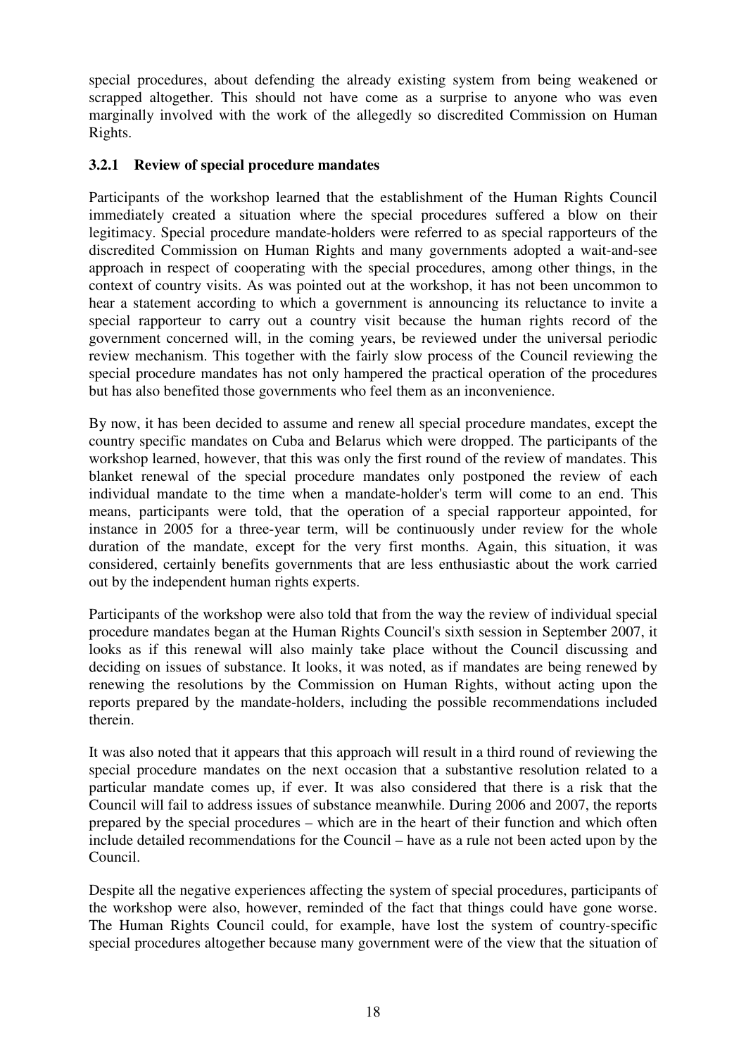special procedures, about defending the already existing system from being weakened or scrapped altogether. This should not have come as a surprise to anyone who was even marginally involved with the work of the allegedly so discredited Commission on Human Rights.

### 3.2.1 Review of special procedure mandates

Participants of the workshop learned that the establishment of the Human Rights Council immediately created a situation where the special procedures suffered a blow on their legitimacy. Special procedure mandate-holders were referred to as special rapporteurs of the discredited Commission on Human Rights and many governments adopted a wait-and-see approach in respect of cooperating with the special procedures, among other things, in the context of country visits. As was pointed out at the workshop, it has not been uncommon to hear a statement according to which a government is announcing its reluctance to invite a special rapporteur to carry out a country visit because the human rights record of the government concerned will, in the coming years, be reviewed under the universal periodic review mechanism. This together with the fairly slow process of the Council reviewing the special procedure mandates has not only hampered the practical operation of the procedures but has also benefited those governments who feel them as an inconvenience.

By now, it has been decided to assume and renew all special procedure mandates, except the country specific mandates on Cuba and Belarus which were dropped. The participants of the workshop learned, however, that this was only the first round of the review of mandates. This blanket renewal of the special procedure mandates only postponed the review of each individual mandate to the time when a mandate-holder's term will come to an end. This means, participants were told, that the operation of a special rapporteur appointed, for instance in 2005 for a three-year term, will be continuously under review for the whole duration of the mandate, except for the very first months. Again, this situation, it was considered, certainly benefits governments that are less enthusiastic about the work carried out by the independent human rights experts.

Participants of the workshop were also told that from the way the review of individual special procedure mandates began at the Human Rights Council's sixth session in September 2007, it looks as if this renewal will also mainly take place without the Council discussing and deciding on issues of substance. It looks, it was noted, as if mandates are being renewed by renewing the resolutions by the Commission on Human Rights, without acting upon the reports prepared by the mandate-holders, including the possible recommendations included therein.

It was also noted that it appears that this approach will result in a third round of reviewing the special procedure mandates on the next occasion that a substantive resolution related to a particular mandate comes up, if ever. It was also considered that there is a risk that the Council will fail to address issues of substance meanwhile. During 2006 and 2007, the reports prepared by the special procedures – which are in the heart of their function and which often include detailed recommendations for the Council – have as a rule not been acted upon by the Council.

Despite all the negative experiences affecting the system of special procedures, participants of the workshop were also, however, reminded of the fact that things could have gone worse. The Human Rights Council could, for example, have lost the system of country-specific special procedures altogether because many government were of the view that the situation of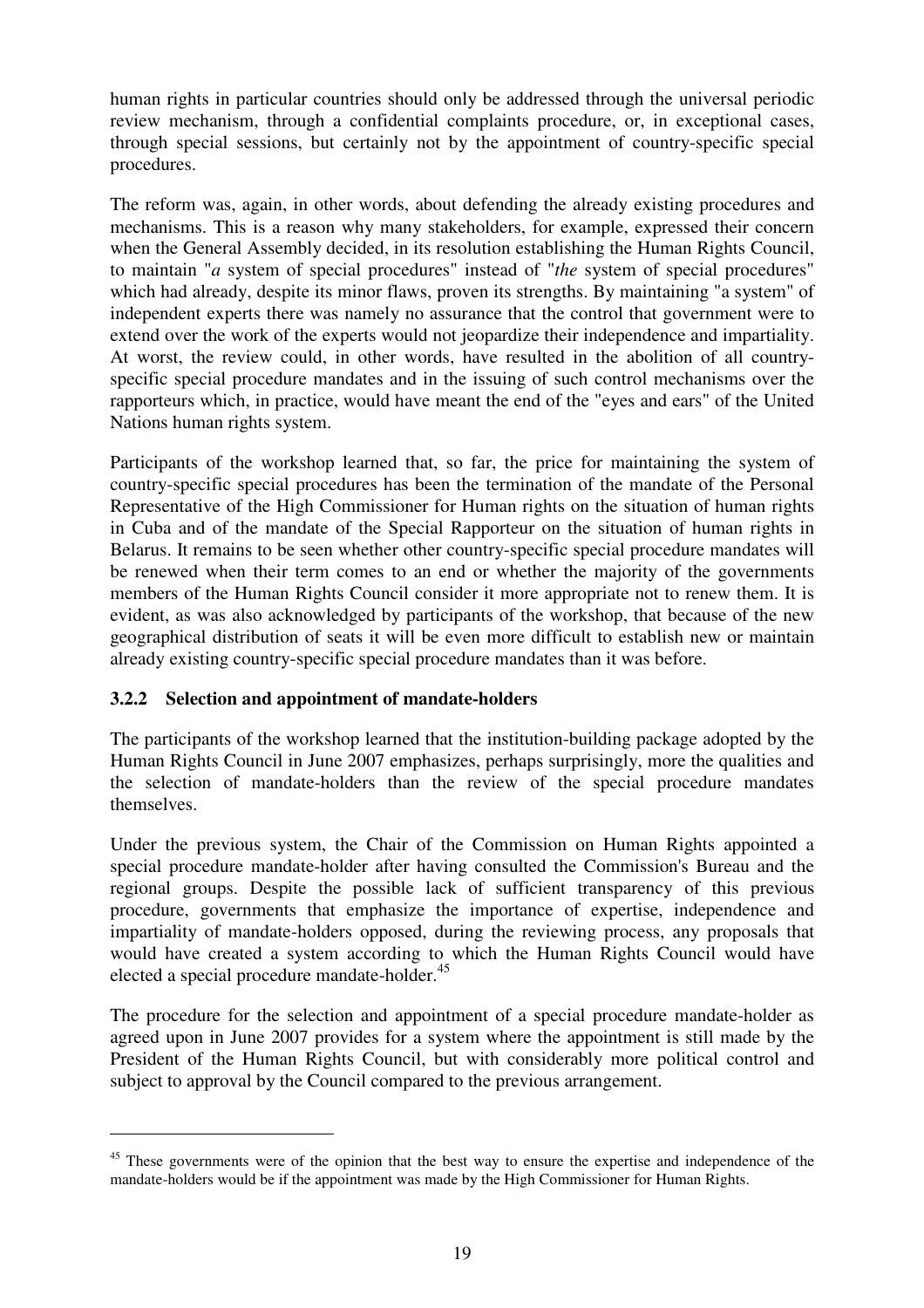human rights in particular countries should only be addressed through the universal periodic review mechanism, through a confidential complaints procedure, or, in exceptional cases, through special sessions, but certainly not by the appointment of country-specific special procedures.

The reform was, again, in other words, about defending the already existing procedures and mechanisms. This is a reason why many stakeholders, for example, expressed their concern when the General Assembly decided, in its resolution establishing the Human Rights Council, to maintain "*a* system of special procedures" instead of "*the* system of special procedures" which had already, despite its minor flaws, proven its strengths. By maintaining "a system" of independent experts there was namely no assurance that the control that government were to extend over the work of the experts would not jeopardize their independence and impartiality. At worst, the review could, in other words, have resulted in the abolition of all country-specific special procedure mandates and in the issuing of such control mechanisms over the rapporteurs which, in practice, would have meant the end of the "eyes and ears" of the United Nations human rights system.

Participants of the workshop learned that, so far, the price for maintaining the system of country-specific special procedures has been the termination of the mandate of the Personal Representative of the High Commissioner for Human rights on the situation of human rights in Cuba and of the mandate of the Special Rapporteur on the situation of human rights in Belarus. It remains to be seen whether other country-specific special procedure mandates will be renewed when their term comes to an end or whether the majority of the governments members of the Human Rights Council consider it more appropriate not to renew them. It is evident, as was also acknowledged by participants of the workshop, that because of the new geographical distribution of seats it will be even more difficult to establish new or maintain already existing country-specific special procedure mandates than it was before.

### 3.2.2 Selection and appointment of mandate-holders

The participants of the workshop learned that the institution-building package adopted by the Human Rights Council in June 2007 emphasizes, perhaps surprisingly, more the qualities and the selection of mandate-holders than the review of the special procedure mandates themselves.

Under the previous system, the Chair of the Commission on Human Rights appointed a special procedure mandate-holder after having consulted the Commission's Bureau and the regional groups. Despite the possible lack of sufficient transparency of this previous procedure, governments that emphasize the importance of expertise, independence and impartiality of mandate-holders opposed, during the reviewing process, any proposals that would have created a system according to which the Human Rights Council would have elected a special procedure mandate-holder.[45]

The procedure for the selection and appointment of a special procedure mandate-holder as agreed upon in June 2007 provides for a system where the appointment is still made by the President of the Human Rights Council, but with considerably more political control and subject to approval by the Council compared to the previous arrangement.

---

[45] These governments were of the opinion that the best way to ensure the expertise and independence of the mandate-holders would be if the appointment was made by the High Commissioner for Human Rights.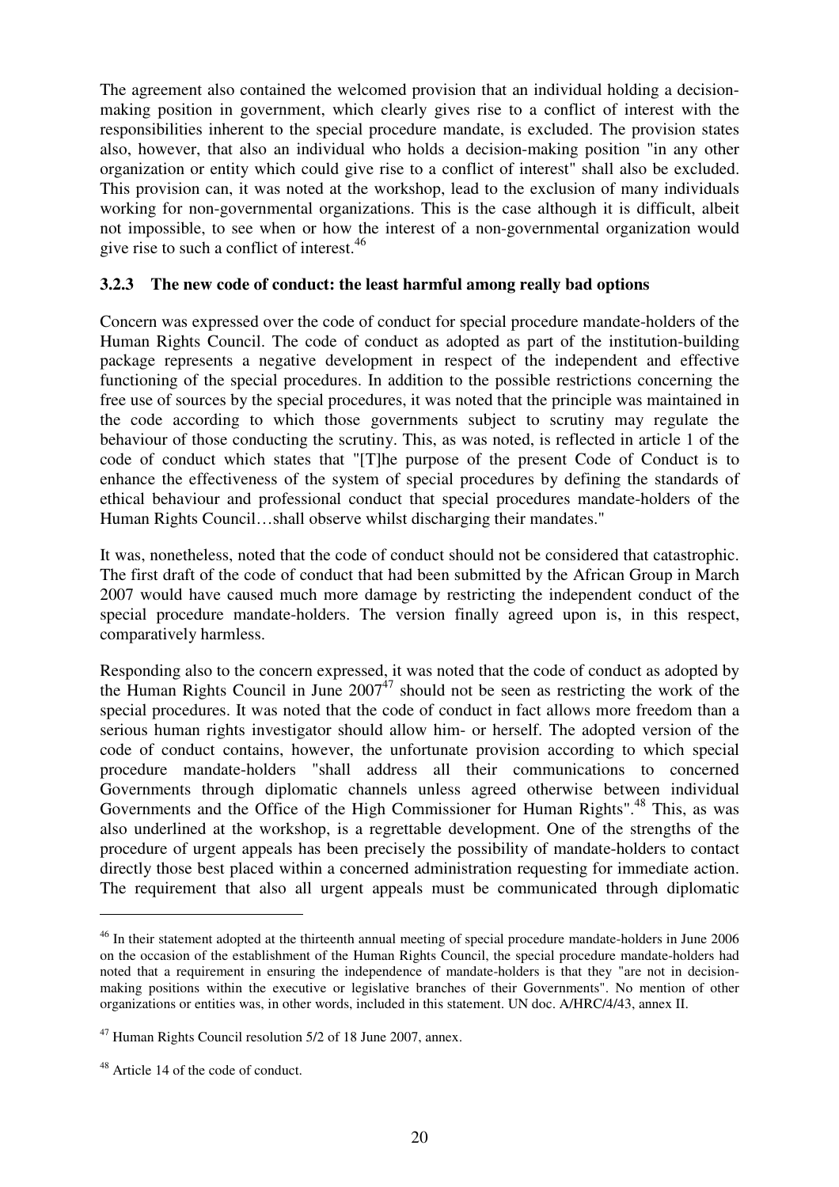The agreement also contained the welcomed provision that an individual holding a decision-making position in government, which clearly gives rise to a conflict of interest with the responsibilities inherent to the special procedure mandate, is excluded. The provision states also, however, that also an individual who holds a decision-making position "in any other organization or entity which could give rise to a conflict of interest" shall also be excluded. This provision can, it was noted at the workshop, lead to the exclusion of many individuals working for non-governmental organizations. This is the case although it is difficult, albeit not impossible, to see when or how the interest of a non-governmental organization would give rise to such a conflict of interest.[46]

### 3.2.3 The new code of conduct: the least harmful among really bad options

Concern was expressed over the code of conduct for special procedure mandate-holders of the Human Rights Council. The code of conduct as adopted as part of the institution-building package represents a negative development in respect of the independent and effective functioning of the special procedures. In addition to the possible restrictions concerning the free use of sources by the special procedures, it was noted that the principle was maintained in the code according to which those governments subject to scrutiny may regulate the behaviour of those conducting the scrutiny. This, as was noted, is reflected in article 1 of the code of conduct which states that "[T]he purpose of the present Code of Conduct is to enhance the effectiveness of the system of special procedures by defining the standards of ethical behaviour and professional conduct that special procedures mandate-holders of the Human Rights Council…shall observe whilst discharging their mandates."

It was, nonetheless, noted that the code of conduct should not be considered that catastrophic. The first draft of the code of conduct that had been submitted by the African Group in March 2007 would have caused much more damage by restricting the independent conduct of the special procedure mandate-holders. The version finally agreed upon is, in this respect, comparatively harmless.

Responding also to the concern expressed, it was noted that the code of conduct as adopted by the Human Rights Council in June 2007[47] should not be seen as restricting the work of the special procedures. It was noted that the code of conduct in fact allows more freedom than a serious human rights investigator should allow him- or herself. The adopted version of the code of conduct contains, however, the unfortunate provision according to which special procedure mandate-holders "shall address all their communications to concerned Governments through diplomatic channels unless agreed otherwise between individual Governments and the Office of the High Commissioner for Human Rights".[48] This, as was also underlined at the workshop, is a regrettable development. One of the strengths of the procedure of urgent appeals has been precisely the possibility of mandate-holders to contact directly those best placed within a concerned administration requesting for immediate action. The requirement that also all urgent appeals must be communicated through diplomatic

---

[46] In their statement adopted at the thirteenth annual meeting of special procedure mandate-holders in June 2006 on the occasion of the establishment of the Human Rights Council, the special procedure mandate-holders had noted that a requirement in ensuring the independence of mandate-holders is that they "are not in decision-making positions within the executive or legislative branches of their Governments". No mention of other organizations or entities was, in other words, included in this statement. UN doc. A/HRC/4/43, annex II.

[47] Human Rights Council resolution 5/2 of 18 June 2007, annex.

[48] Article 14 of the code of conduct.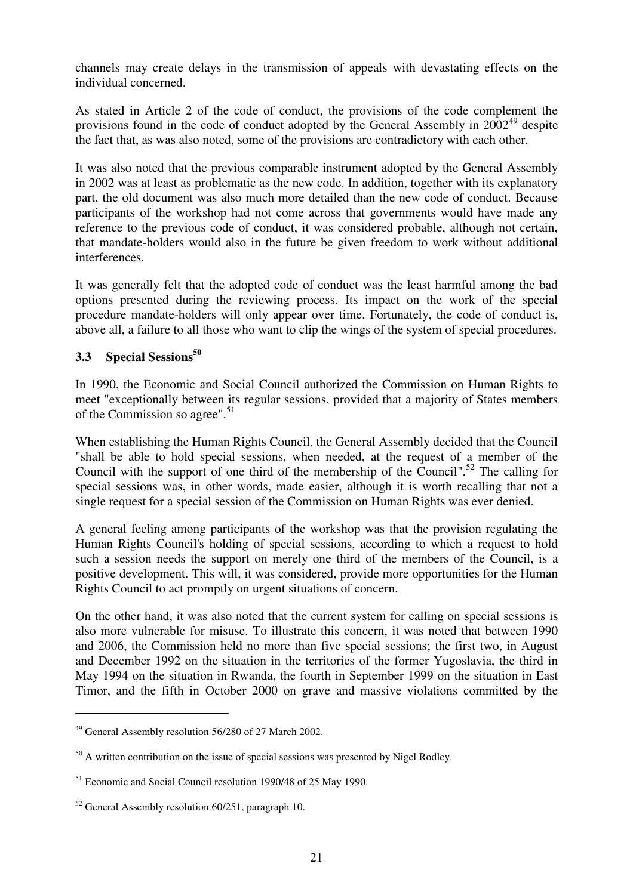channels may create delays in the transmission of appeals with devastating effects on the individual concerned.

As stated in Article 2 of the code of conduct, the provisions of the code complement the provisions found in the code of conduct adopted by the General Assembly in 2002[49] despite the fact that, as was also noted, some of the provisions are contradictory with each other.

It was also noted that the previous comparable instrument adopted by the General Assembly in 2002 was at least as problematic as the new code. In addition, together with its explanatory part, the old document was also much more detailed than the new code of conduct. Because participants of the workshop had not come across that governments would have made any reference to the previous code of conduct, it was considered probable, although not certain, that mandate-holders would also in the future be given freedom to work without additional interferences.

It was generally felt that the adopted code of conduct was the least harmful among the bad options presented during the reviewing process. Its impact on the work of the special procedure mandate-holders will only appear over time. Fortunately, the code of conduct is, above all, a failure to all those who want to clip the wings of the system of special procedures.

### 3.3 Special Sessions[50]

In 1990, the Economic and Social Council authorized the Commission on Human Rights to meet "exceptionally between its regular sessions, provided that a majority of States members of the Commission so agree".[51]

When establishing the Human Rights Council, the General Assembly decided that the Council "shall be able to hold special sessions, when needed, at the request of a member of the Council with the support of one third of the membership of the Council".[52] The calling for special sessions was, in other words, made easier, although it is worth recalling that not a single request for a special session of the Commission on Human Rights was ever denied.

A general feeling among participants of the workshop was that the provision regulating the Human Rights Council's holding of special sessions, according to which a request to hold such a session needs the support on merely one third of the members of the Council, is a positive development. This will, it was considered, provide more opportunities for the Human Rights Council to act promptly on urgent situations of concern.

On the other hand, it was also noted that the current system for calling on special sessions is also more vulnerable for misuse. To illustrate this concern, it was noted that between 1990 and 2006, the Commission held no more than five special sessions; the first two, in August and December 1992 on the situation in the territories of the former Yugoslavia, the third in May 1994 on the situation in Rwanda, the fourth in September 1999 on the situation in East Timor, and the fifth in October 2000 on grave and massive violations committed by the

---

[49] General Assembly resolution 56/280 of 27 March 2002.

[50] A written contribution on the issue of special sessions was presented by Nigel Rodley.

[51] Economic and Social Council resolution 1990/48 of 25 May 1990.

[52] General Assembly resolution 60/251, paragraph 10.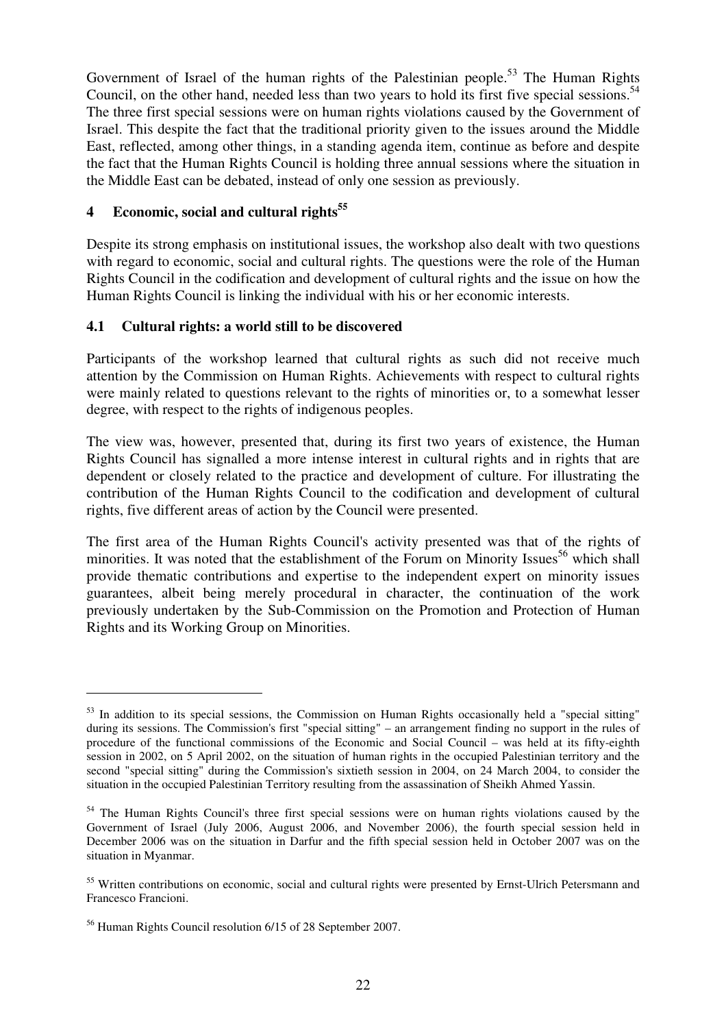Government of Israel of the human rights of the Palestinian people.[53] The Human Rights Council, on the other hand, needed less than two years to hold its first five special sessions.[54] The three first special sessions were on human rights violations caused by the Government of Israel. This despite the fact that the traditional priority given to the issues around the Middle East, reflected, among other things, in a standing agenda item, continue as before and despite the fact that the Human Rights Council is holding three annual sessions where the situation in the Middle East can be debated, instead of only one session as previously.

## 4 Economic, social and cultural rights[55]

Despite its strong emphasis on institutional issues, the workshop also dealt with two questions with regard to economic, social and cultural rights. The questions were the role of the Human Rights Council in the codification and development of cultural rights and the issue on how the Human Rights Council is linking the individual with his or her economic interests.

### 4.1 Cultural rights: a world still to be discovered

Participants of the workshop learned that cultural rights as such did not receive much attention by the Commission on Human Rights. Achievements with respect to cultural rights were mainly related to questions relevant to the rights of minorities or, to a somewhat lesser degree, with respect to the rights of indigenous peoples.

The view was, however, presented that, during its first two years of existence, the Human Rights Council has signalled a more intense interest in cultural rights and in rights that are dependent or closely related to the practice and development of culture. For illustrating the contribution of the Human Rights Council to the codification and development of cultural rights, five different areas of action by the Council were presented.

The first area of the Human Rights Council's activity presented was that of the rights of minorities. It was noted that the establishment of the Forum on Minority Issues[56] which shall provide thematic contributions and expertise to the independent expert on minority issues guarantees, albeit being merely procedural in character, the continuation of the work previously undertaken by the Sub-Commission on the Promotion and Protection of Human Rights and its Working Group on Minorities.

---

[53] In addition to its special sessions, the Commission on Human Rights occasionally held a "special sitting" during its sessions. The Commission's first "special sitting" – an arrangement finding no support in the rules of procedure of the functional commissions of the Economic and Social Council – was held at its fifty-eighth session in 2002, on 5 April 2002, on the situation of human rights in the occupied Palestinian territory and the second "special sitting" during the Commission's sixtieth session in 2004, on 24 March 2004, to consider the situation in the occupied Palestinian Territory resulting from the assassination of Sheikh Ahmed Yassin.

[54] The Human Rights Council's three first special sessions were on human rights violations caused by the Government of Israel (July 2006, August 2006, and November 2006), the fourth special session held in December 2006 was on the situation in Darfur and the fifth special session held in October 2007 was on the situation in Myanmar.

[55] Written contributions on economic, social and cultural rights were presented by Ernst-Ulrich Petersmann and Francesco Francioni.

[56] Human Rights Council resolution 6/15 of 28 September 2007.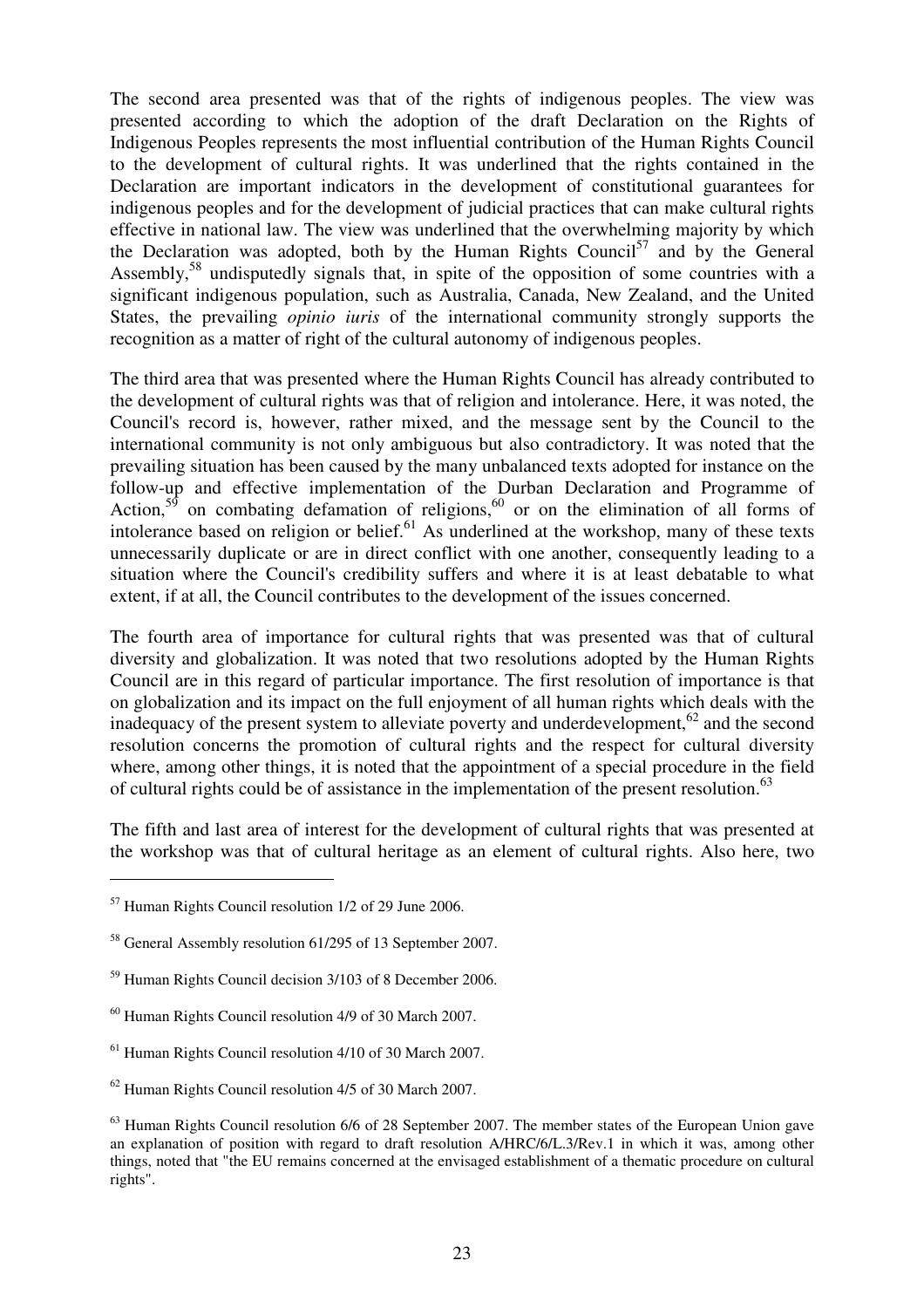The second area presented was that of the rights of indigenous peoples. The view was presented according to which the adoption of the draft Declaration on the Rights of Indigenous Peoples represents the most influential contribution of the Human Rights Council to the development of cultural rights. It was underlined that the rights contained in the Declaration are important indicators in the development of constitutional guarantees for indigenous peoples and for the development of judicial practices that can make cultural rights effective in national law. The view was underlined that the overwhelming majority by which the Declaration was adopted, both by the Human Rights Council[57] and by the General Assembly,[58] undisputedly signals that, in spite of the opposition of some countries with a significant indigenous population, such as Australia, Canada, New Zealand, and the United States, the prevailing *opinio iuris* of the international community strongly supports the recognition as a matter of right of the cultural autonomy of indigenous peoples.

The third area that was presented where the Human Rights Council has already contributed to the development of cultural rights was that of religion and intolerance. Here, it was noted, the Council's record is, however, rather mixed, and the message sent by the Council to the international community is not only ambiguous but also contradictory. It was noted that the prevailing situation has been caused by the many unbalanced texts adopted for instance on the follow-up and effective implementation of the Durban Declaration and Programme of Action,[59] on combating defamation of religions,[60] or on the elimination of all forms of intolerance based on religion or belief.[61] As underlined at the workshop, many of these texts unnecessarily duplicate or are in direct conflict with one another, consequently leading to a situation where the Council's credibility suffers and where it is at least debatable to what extent, if at all, the Council contributes to the development of the issues concerned.

The fourth area of importance for cultural rights that was presented was that of cultural diversity and globalization. It was noted that two resolutions adopted by the Human Rights Council are in this regard of particular importance. The first resolution of importance is that on globalization and its impact on the full enjoyment of all human rights which deals with the inadequacy of the present system to alleviate poverty and underdevelopment,[62] and the second resolution concerns the promotion of cultural rights and the respect for cultural diversity where, among other things, it is noted that the appointment of a special procedure in the field of cultural rights could be of assistance in the implementation of the present resolution.[63]

The fifth and last area of interest for the development of cultural rights that was presented at the workshop was that of cultural heritage as an element of cultural rights. Also here, two

---

[57] Human Rights Council resolution 1/2 of 29 June 2006.

[58] General Assembly resolution 61/295 of 13 September 2007.

[59] Human Rights Council decision 3/103 of 8 December 2006.

[60] Human Rights Council resolution 4/9 of 30 March 2007.

[61] Human Rights Council resolution 4/10 of 30 March 2007.

[62] Human Rights Council resolution 4/5 of 30 March 2007.

[63] Human Rights Council resolution 6/6 of 28 September 2007. The member states of the European Union gave an explanation of position with regard to draft resolution A/HRC/6/L.3/Rev.1 in which it was, among other things, noted that "the EU remains concerned at the envisaged establishment of a thematic procedure on cultural rights".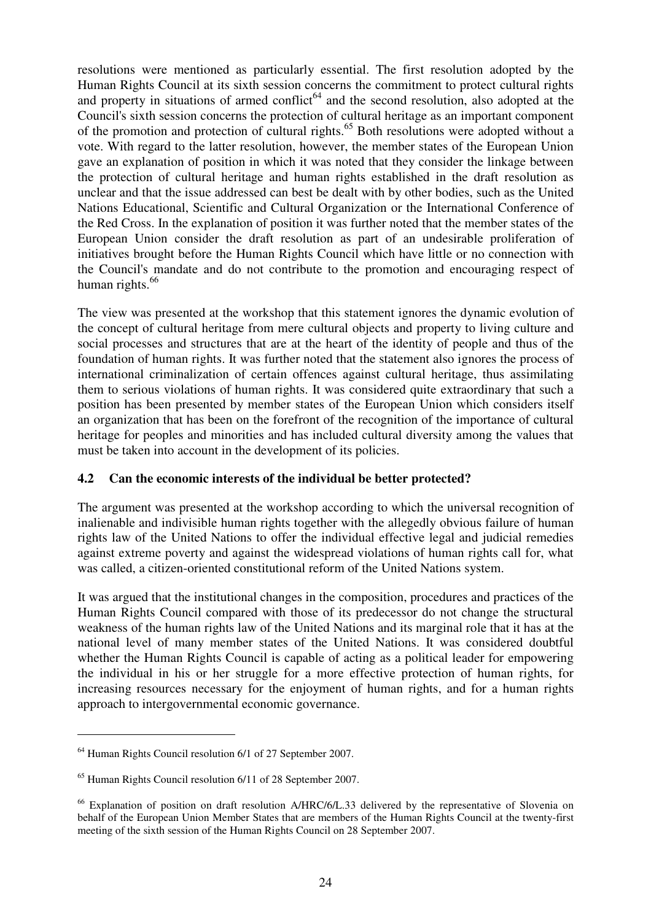resolutions were mentioned as particularly essential. The first resolution adopted by the Human Rights Council at its sixth session concerns the commitment to protect cultural rights and property in situations of armed conflict[64] and the second resolution, also adopted at the Council's sixth session concerns the protection of cultural heritage as an important component of the promotion and protection of cultural rights.[65] Both resolutions were adopted without a vote. With regard to the latter resolution, however, the member states of the European Union gave an explanation of position in which it was noted that they consider the linkage between the protection of cultural heritage and human rights established in the draft resolution as unclear and that the issue addressed can best be dealt with by other bodies, such as the United Nations Educational, Scientific and Cultural Organization or the International Conference of the Red Cross. In the explanation of position it was further noted that the member states of the European Union consider the draft resolution as part of an undesirable proliferation of initiatives brought before the Human Rights Council which have little or no connection with the Council's mandate and do not contribute to the promotion and encouraging respect of human rights.[66]

The view was presented at the workshop that this statement ignores the dynamic evolution of the concept of cultural heritage from mere cultural objects and property to living culture and social processes and structures that are at the heart of the identity of people and thus of the foundation of human rights. It was further noted that the statement also ignores the process of international criminalization of certain offences against cultural heritage, thus assimilating them to serious violations of human rights. It was considered quite extraordinary that such a position has been presented by member states of the European Union which considers itself an organization that has been on the forefront of the recognition of the importance of cultural heritage for peoples and minorities and has included cultural diversity among the values that must be taken into account in the development of its policies.

### 4.2 Can the economic interests of the individual be better protected?

The argument was presented at the workshop according to which the universal recognition of inalienable and indivisible human rights together with the allegedly obvious failure of human rights law of the United Nations to offer the individual effective legal and judicial remedies against extreme poverty and against the widespread violations of human rights call for, what was called, a citizen-oriented constitutional reform of the United Nations system.

It was argued that the institutional changes in the composition, procedures and practices of the Human Rights Council compared with those of its predecessor do not change the structural weakness of the human rights law of the United Nations and its marginal role that it has at the national level of many member states of the United Nations. It was considered doubtful whether the Human Rights Council is capable of acting as a political leader for empowering the individual in his or her struggle for a more effective protection of human rights, for increasing resources necessary for the enjoyment of human rights, and for a human rights approach to intergovernmental economic governance.

---

[64] Human Rights Council resolution 6/1 of 27 September 2007.

[65] Human Rights Council resolution 6/11 of 28 September 2007.

[66] Explanation of position on draft resolution A/HRC/6/L.33 delivered by the representative of Slovenia on behalf of the European Union Member States that are members of the Human Rights Council at the twenty-first meeting of the sixth session of the Human Rights Council on 28 September 2007.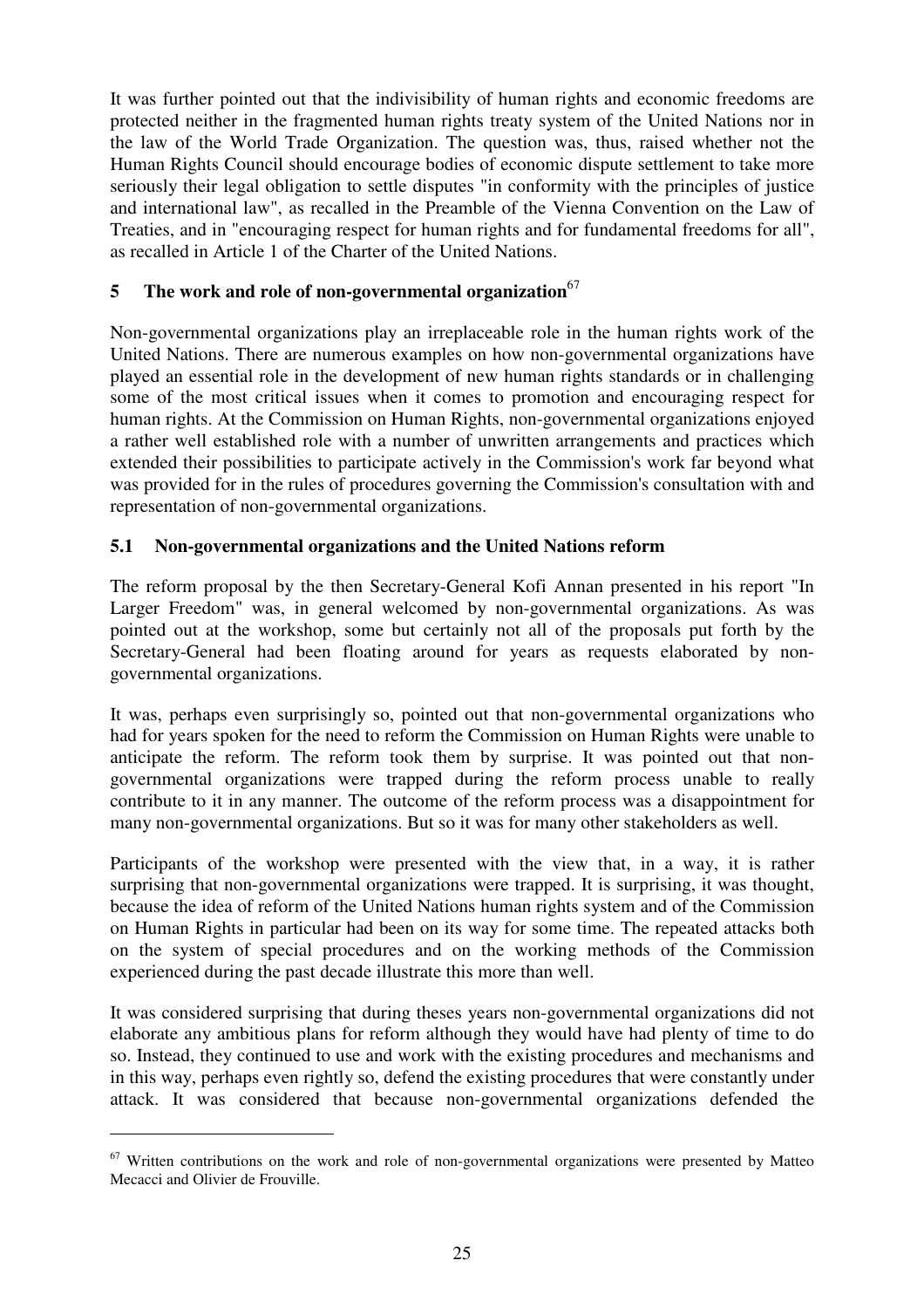It was further pointed out that the indivisibility of human rights and economic freedoms are protected neither in the fragmented human rights treaty system of the United Nations nor in the law of the World Trade Organization. The question was, thus, raised whether not the Human Rights Council should encourage bodies of economic dispute settlement to take more seriously their legal obligation to settle disputes "in conformity with the principles of justice and international law", as recalled in the Preamble of the Vienna Convention on the Law of Treaties, and in "encouraging respect for human rights and for fundamental freedoms for all", as recalled in Article 1 of the Charter of the United Nations.

## 5 The work and role of non-governmental organization[67]

Non-governmental organizations play an irreplaceable role in the human rights work of the United Nations. There are numerous examples on how non-governmental organizations have played an essential role in the development of new human rights standards or in challenging some of the most critical issues when it comes to promotion and encouraging respect for human rights. At the Commission on Human Rights, non-governmental organizations enjoyed a rather well established role with a number of unwritten arrangements and practices which extended their possibilities to participate actively in the Commission's work far beyond what was provided for in the rules of procedures governing the Commission's consultation with and representation of non-governmental organizations.

### 5.1 Non-governmental organizations and the United Nations reform

The reform proposal by the then Secretary-General Kofi Annan presented in his report "In Larger Freedom" was, in general welcomed by non-governmental organizations. As was pointed out at the workshop, some but certainly not all of the proposals put forth by the Secretary-General had been floating around for years as requests elaborated by non-governmental organizations.

It was, perhaps even surprisingly so, pointed out that non-governmental organizations who had for years spoken for the need to reform the Commission on Human Rights were unable to anticipate the reform. The reform took them by surprise. It was pointed out that non-governmental organizations were trapped during the reform process unable to really contribute to it in any manner. The outcome of the reform process was a disappointment for many non-governmental organizations. But so it was for many other stakeholders as well.

Participants of the workshop were presented with the view that, in a way, it is rather surprising that non-governmental organizations were trapped. It is surprising, it was thought, because the idea of reform of the United Nations human rights system and of the Commission on Human Rights in particular had been on its way for some time. The repeated attacks both on the system of special procedures and on the working methods of the Commission experienced during the past decade illustrate this more than well.

It was considered surprising that during theses years non-governmental organizations did not elaborate any ambitious plans for reform although they would have had plenty of time to do so. Instead, they continued to use and work with the existing procedures and mechanisms and in this way, perhaps even rightly so, defend the existing procedures that were constantly under attack. It was considered that because non-governmental organizations defended the

[67] Written contributions on the work and role of non-governmental organizations were presented by Matteo Mecacci and Olivier de Frouville.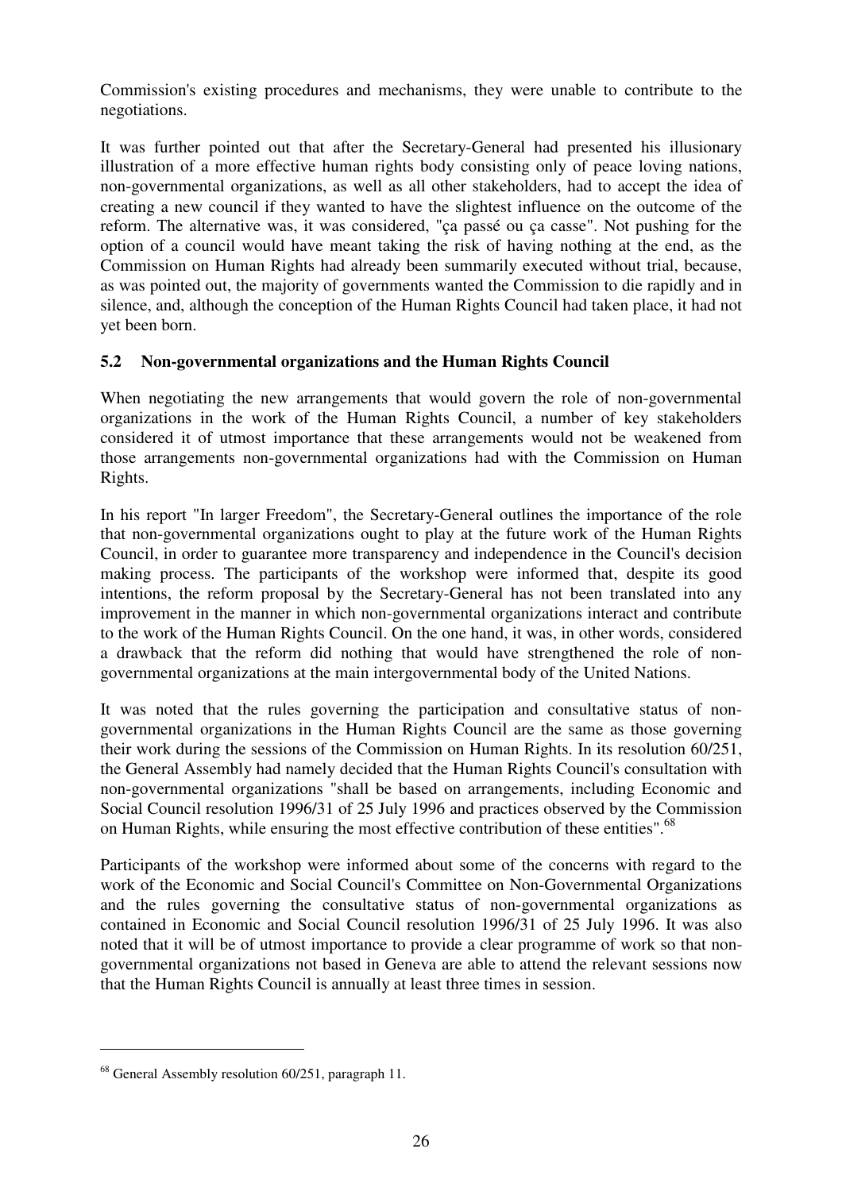Commission's existing procedures and mechanisms, they were unable to contribute to the negotiations.

It was further pointed out that after the Secretary-General had presented his illusionary illustration of a more effective human rights body consisting only of peace loving nations, non-governmental organizations, as well as all other stakeholders, had to accept the idea of creating a new council if they wanted to have the slightest influence on the outcome of the reform. The alternative was, it was considered, "ça passé ou ça casse". Not pushing for the option of a council would have meant taking the risk of having nothing at the end, as the Commission on Human Rights had already been summarily executed without trial, because, as was pointed out, the majority of governments wanted the Commission to die rapidly and in silence, and, although the conception of the Human Rights Council had taken place, it had not yet been born.

### 5.2 Non-governmental organizations and the Human Rights Council

When negotiating the new arrangements that would govern the role of non-governmental organizations in the work of the Human Rights Council, a number of key stakeholders considered it of utmost importance that these arrangements would not be weakened from those arrangements non-governmental organizations had with the Commission on Human Rights.

In his report "In larger Freedom", the Secretary-General outlines the importance of the role that non-governmental organizations ought to play at the future work of the Human Rights Council, in order to guarantee more transparency and independence in the Council's decision making process. The participants of the workshop were informed that, despite its good intentions, the reform proposal by the Secretary-General has not been translated into any improvement in the manner in which non-governmental organizations interact and contribute to the work of the Human Rights Council. On the one hand, it was, in other words, considered a drawback that the reform did nothing that would have strengthened the role of non-governmental organizations at the main intergovernmental body of the United Nations.

It was noted that the rules governing the participation and consultative status of non-governmental organizations in the Human Rights Council are the same as those governing their work during the sessions of the Commission on Human Rights. In its resolution 60/251, the General Assembly had namely decided that the Human Rights Council's consultation with non-governmental organizations "shall be based on arrangements, including Economic and Social Council resolution 1996/31 of 25 July 1996 and practices observed by the Commission on Human Rights, while ensuring the most effective contribution of these entities".[68]

Participants of the workshop were informed about some of the concerns with regard to the work of the Economic and Social Council's Committee on Non-Governmental Organizations and the rules governing the consultative status of non-governmental organizations as contained in Economic and Social Council resolution 1996/31 of 25 July 1996. It was also noted that it will be of utmost importance to provide a clear programme of work so that non-governmental organizations not based in Geneva are able to attend the relevant sessions now that the Human Rights Council is annually at least three times in session.

[68] General Assembly resolution 60/251, paragraph 11.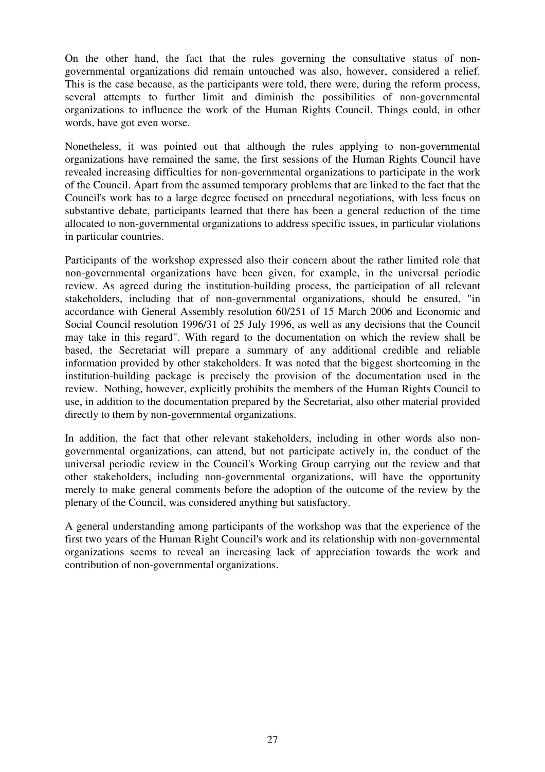On the other hand, the fact that the rules governing the consultative status of non-governmental organizations did remain untouched was also, however, considered a relief. This is the case because, as the participants were told, there were, during the reform process, several attempts to further limit and diminish the possibilities of non-governmental organizations to influence the work of the Human Rights Council. Things could, in other words, have got even worse.

Nonetheless, it was pointed out that although the rules applying to non-governmental organizations have remained the same, the first sessions of the Human Rights Council have revealed increasing difficulties for non-governmental organizations to participate in the work of the Council. Apart from the assumed temporary problems that are linked to the fact that the Council's work has to a large degree focused on procedural negotiations, with less focus on substantive debate, participants learned that there has been a general reduction of the time allocated to non-governmental organizations to address specific issues, in particular violations in particular countries.

Participants of the workshop expressed also their concern about the rather limited role that non-governmental organizations have been given, for example, in the universal periodic review. As agreed during the institution-building process, the participation of all relevant stakeholders, including that of non-governmental organizations, should be ensured, "in accordance with General Assembly resolution 60/251 of 15 March 2006 and Economic and Social Council resolution 1996/31 of 25 July 1996, as well as any decisions that the Council may take in this regard". With regard to the documentation on which the review shall be based, the Secretariat will prepare a summary of any additional credible and reliable information provided by other stakeholders. It was noted that the biggest shortcoming in the institution-building package is precisely the provision of the documentation used in the review. Nothing, however, explicitly prohibits the members of the Human Rights Council to use, in addition to the documentation prepared by the Secretariat, also other material provided directly to them by non-governmental organizations.

In addition, the fact that other relevant stakeholders, including in other words also non-governmental organizations, can attend, but not participate actively in, the conduct of the universal periodic review in the Council's Working Group carrying out the review and that other stakeholders, including non-governmental organizations, will have the opportunity merely to make general comments before the adoption of the outcome of the review by the plenary of the Council, was considered anything but satisfactory.

A general understanding among participants of the workshop was that the experience of the first two years of the Human Right Council's work and its relationship with non-governmental organizations seems to reveal an increasing lack of appreciation towards the work and contribution of non-governmental organizations.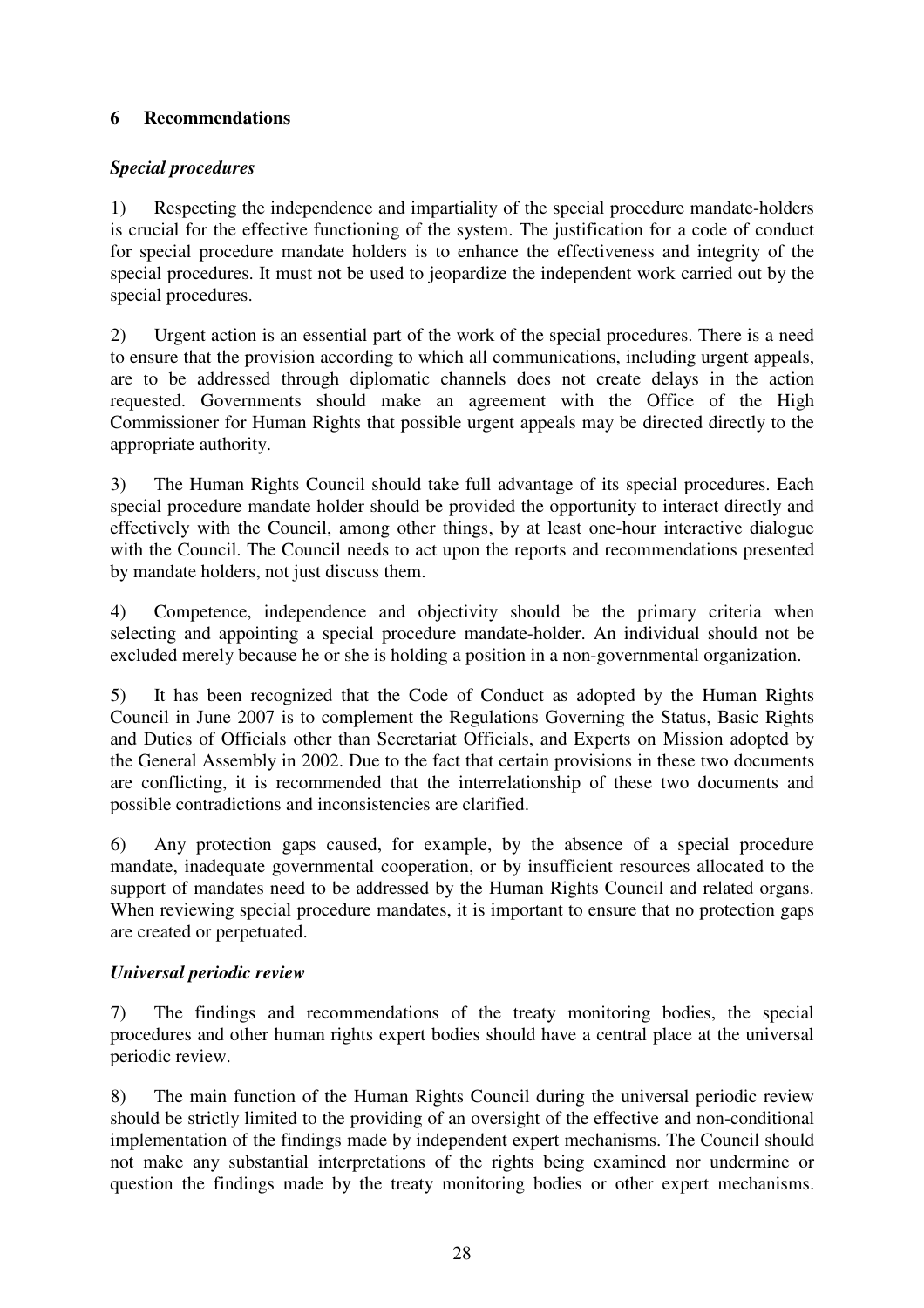## 6 Recommendations

### *Special procedures*

1) Respecting the independence and impartiality of the special procedure mandate-holders is crucial for the effective functioning of the system. The justification for a code of conduct for special procedure mandate holders is to enhance the effectiveness and integrity of the special procedures. It must not be used to jeopardize the independent work carried out by the special procedures.

2) Urgent action is an essential part of the work of the special procedures. There is a need to ensure that the provision according to which all communications, including urgent appeals, are to be addressed through diplomatic channels does not create delays in the action requested. Governments should make an agreement with the Office of the High Commissioner for Human Rights that possible urgent appeals may be directed directly to the appropriate authority.

3) The Human Rights Council should take full advantage of its special procedures. Each special procedure mandate holder should be provided the opportunity to interact directly and effectively with the Council, among other things, by at least one-hour interactive dialogue with the Council. The Council needs to act upon the reports and recommendations presented by mandate holders, not just discuss them.

4) Competence, independence and objectivity should be the primary criteria when selecting and appointing a special procedure mandate-holder. An individual should not be excluded merely because he or she is holding a position in a non-governmental organization.

5) It has been recognized that the Code of Conduct as adopted by the Human Rights Council in June 2007 is to complement the Regulations Governing the Status, Basic Rights and Duties of Officials other than Secretariat Officials, and Experts on Mission adopted by the General Assembly in 2002. Due to the fact that certain provisions in these two documents are conflicting, it is recommended that the interrelationship of these two documents and possible contradictions and inconsistencies are clarified.

6) Any protection gaps caused, for example, by the absence of a special procedure mandate, inadequate governmental cooperation, or by insufficient resources allocated to the support of mandates need to be addressed by the Human Rights Council and related organs. When reviewing special procedure mandates, it is important to ensure that no protection gaps are created or perpetuated.

### *Universal periodic review*

7) The findings and recommendations of the treaty monitoring bodies, the special procedures and other human rights expert bodies should have a central place at the universal periodic review.

8) The main function of the Human Rights Council during the universal periodic review should be strictly limited to the providing of an oversight of the effective and non-conditional implementation of the findings made by independent expert mechanisms. The Council should not make any substantial interpretations of the rights being examined nor undermine or question the findings made by the treaty monitoring bodies or other expert mechanisms.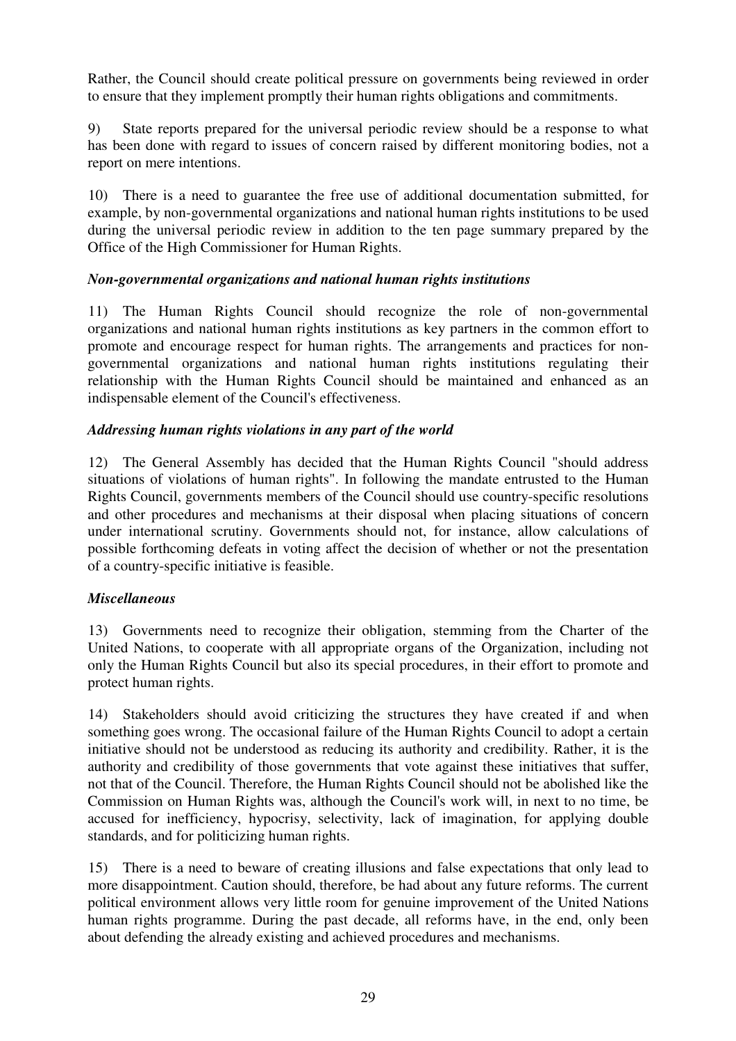Rather, the Council should create political pressure on governments being reviewed in order to ensure that they implement promptly their human rights obligations and commitments.

9) State reports prepared for the universal periodic review should be a response to what has been done with regard to issues of concern raised by different monitoring bodies, not a report on mere intentions.

10) There is a need to guarantee the free use of additional documentation submitted, for example, by non-governmental organizations and national human rights institutions to be used during the universal periodic review in addition to the ten page summary prepared by the Office of the High Commissioner for Human Rights.

***Non-governmental organizations and national human rights institutions***

11) The Human Rights Council should recognize the role of non-governmental organizations and national human rights institutions as key partners in the common effort to promote and encourage respect for human rights. The arrangements and practices for non-governmental organizations and national human rights institutions regulating their relationship with the Human Rights Council should be maintained and enhanced as an indispensable element of the Council's effectiveness.

***Addressing human rights violations in any part of the world***

12) The General Assembly has decided that the Human Rights Council "should address situations of violations of human rights". In following the mandate entrusted to the Human Rights Council, governments members of the Council should use country-specific resolutions and other procedures and mechanisms at their disposal when placing situations of concern under international scrutiny. Governments should not, for instance, allow calculations of possible forthcoming defeats in voting affect the decision of whether or not the presentation of a country-specific initiative is feasible.

***Miscellaneous***

13) Governments need to recognize their obligation, stemming from the Charter of the United Nations, to cooperate with all appropriate organs of the Organization, including not only the Human Rights Council but also its special procedures, in their effort to promote and protect human rights.

14) Stakeholders should avoid criticizing the structures they have created if and when something goes wrong. The occasional failure of the Human Rights Council to adopt a certain initiative should not be understood as reducing its authority and credibility. Rather, it is the authority and credibility of those governments that vote against these initiatives that suffer, not that of the Council. Therefore, the Human Rights Council should not be abolished like the Commission on Human Rights was, although the Council's work will, in next to no time, be accused for inefficiency, hypocrisy, selectivity, lack of imagination, for applying double standards, and for politicizing human rights.

15) There is a need to beware of creating illusions and false expectations that only lead to more disappointment. Caution should, therefore, be had about any future reforms. The current political environment allows very little room for genuine improvement of the United Nations human rights programme. During the past decade, all reforms have, in the end, only been about defending the already existing and achieved procedures and mechanisms.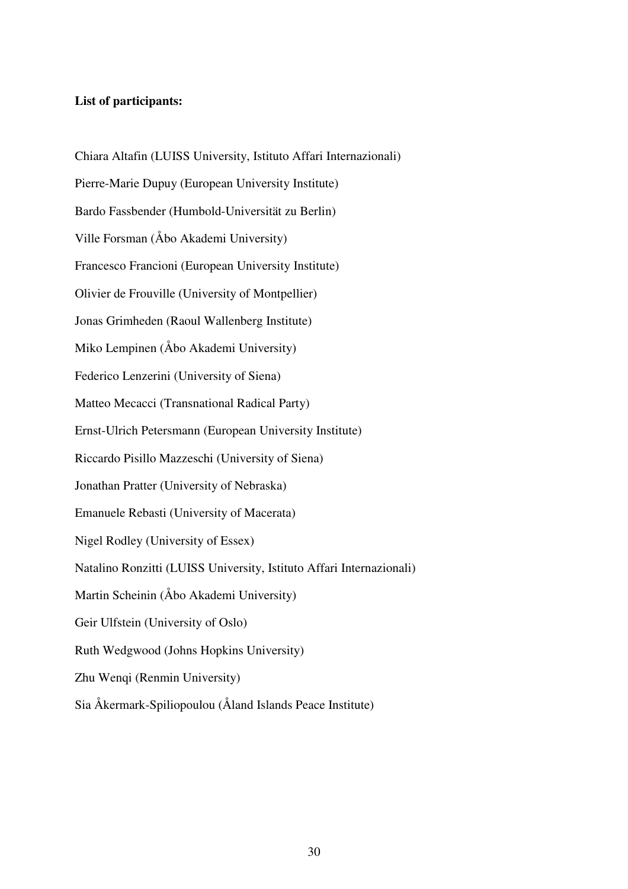**List of participants:**

Chiara Altafin (LUISS University, Istituto Affari Internazionali)

Pierre-Marie Dupuy (European University Institute)

Bardo Fassbender (Humbold-Universität zu Berlin)

Ville Forsman (Åbo Akademi University)

Francesco Francioni (European University Institute)

Olivier de Frouville (University of Montpellier)

Jonas Grimheden (Raoul Wallenberg Institute)

Miko Lempinen (Åbo Akademi University)

Federico Lenzerini (University of Siena)

Matteo Mecacci (Transnational Radical Party)

Ernst-Ulrich Petersmann (European University Institute)

Riccardo Pisillo Mazzeschi (University of Siena)

Jonathan Pratter (University of Nebraska)

Emanuele Rebasti (University of Macerata)

Nigel Rodley (University of Essex)

Natalino Ronzitti (LUISS University, Istituto Affari Internazionali)

Martin Scheinin (Åbo Akademi University)

Geir Ulfstein (University of Oslo)

Ruth Wedgwood (Johns Hopkins University)

Zhu Wenqi (Renmin University)

Sia Åkermark-Spiliopoulou (Åland Islands Peace Institute)